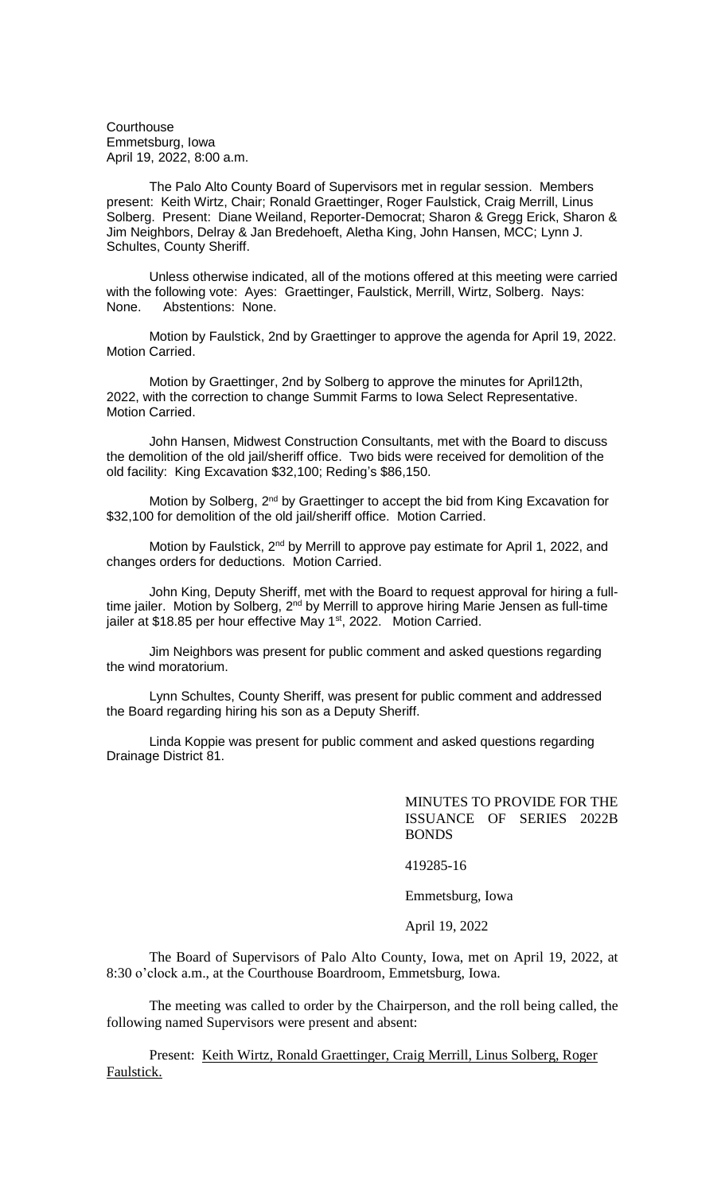Courthouse
Emmetsburg, Iowa
April 19, 2022, 8:00 a.m.

The Palo Alto County Board of Supervisors met in regular session. Members present: Keith Wirtz, Chair; Ronald Graettinger, Roger Faulstick, Craig Merrill, Linus Solberg. Present: Diane Weiland, Reporter-Democrat; Sharon & Gregg Erick, Sharon & Jim Neighbors, Delray & Jan Bredehoeft, Aletha King, John Hansen, MCC; Lynn J. Schultes, County Sheriff.

Unless otherwise indicated, all of the motions offered at this meeting were carried with the following vote: Ayes: Graettinger, Faulstick, Merrill, Wirtz, Solberg. Nays: None. Abstentions: None.

Motion by Faulstick, 2nd by Graettinger to approve the agenda for April 19, 2022. Motion Carried.

Motion by Graettinger, 2nd by Solberg to approve the minutes for April12th, 2022, with the correction to change Summit Farms to Iowa Select Representative. Motion Carried.

John Hansen, Midwest Construction Consultants, met with the Board to discuss the demolition of the old jail/sheriff office. Two bids were received for demolition of the old facility: King Excavation $32,100; Reding's $86,150.

Motion by Solberg, 2nd by Graettinger to accept the bid from King Excavation for $32,100 for demolition of the old jail/sheriff office. Motion Carried.

Motion by Faulstick, 2nd by Merrill to approve pay estimate for April 1, 2022, and changes orders for deductions. Motion Carried.

John King, Deputy Sheriff, met with the Board to request approval for hiring a full-time jailer. Motion by Solberg, 2nd by Merrill to approve hiring Marie Jensen as full-time jailer at $18.85 per hour effective May 1st, 2022. Motion Carried.

Jim Neighbors was present for public comment and asked questions regarding the wind moratorium.

Lynn Schultes, County Sheriff, was present for public comment and addressed the Board regarding hiring his son as a Deputy Sheriff.

Linda Koppie was present for public comment and asked questions regarding Drainage District 81.

MINUTES TO PROVIDE FOR THE ISSUANCE OF SERIES 2022B BONDS

419285-16

Emmetsburg, Iowa

April 19, 2022

The Board of Supervisors of Palo Alto County, Iowa, met on April 19, 2022, at 8:30 o'clock a.m., at the Courthouse Boardroom, Emmetsburg, Iowa.

The meeting was called to order by the Chairperson, and the roll being called, the following named Supervisors were present and absent:

Present: Keith Wirtz, Ronald Graettinger, Craig Merrill, Linus Solberg, Roger Faulstick.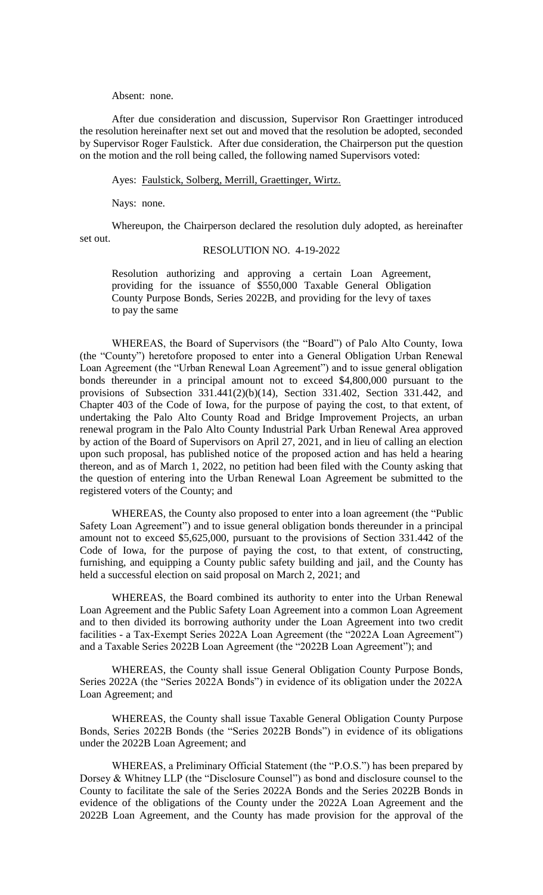Absent: none.

After due consideration and discussion, Supervisor Ron Graettinger introduced the resolution hereinafter next set out and moved that the resolution be adopted, seconded by Supervisor Roger Faulstick. After due consideration, the Chairperson put the question on the motion and the roll being called, the following named Supervisors voted:

Ayes: Faulstick, Solberg, Merrill, Graettinger, Wirtz.

Nays: none.

Whereupon, the Chairperson declared the resolution duly adopted, as hereinafter set out.

RESOLUTION NO. 4-19-2022

Resolution authorizing and approving a certain Loan Agreement, providing for the issuance of $550,000 Taxable General Obligation County Purpose Bonds, Series 2022B, and providing for the levy of taxes to pay the same

WHEREAS, the Board of Supervisors (the "Board") of Palo Alto County, Iowa (the "County") heretofore proposed to enter into a General Obligation Urban Renewal Loan Agreement (the "Urban Renewal Loan Agreement") and to issue general obligation bonds thereunder in a principal amount not to exceed $4,800,000 pursuant to the provisions of Subsection 331.441(2)(b)(14), Section 331.402, Section 331.442, and Chapter 403 of the Code of Iowa, for the purpose of paying the cost, to that extent, of undertaking the Palo Alto County Road and Bridge Improvement Projects, an urban renewal program in the Palo Alto County Industrial Park Urban Renewal Area approved by action of the Board of Supervisors on April 27, 2021, and in lieu of calling an election upon such proposal, has published notice of the proposed action and has held a hearing thereon, and as of March 1, 2022, no petition had been filed with the County asking that the question of entering into the Urban Renewal Loan Agreement be submitted to the registered voters of the County; and

WHEREAS, the County also proposed to enter into a loan agreement (the "Public Safety Loan Agreement") and to issue general obligation bonds thereunder in a principal amount not to exceed $5,625,000, pursuant to the provisions of Section 331.442 of the Code of Iowa, for the purpose of paying the cost, to that extent, of constructing, furnishing, and equipping a County public safety building and jail, and the County has held a successful election on said proposal on March 2, 2021; and

WHEREAS, the Board combined its authority to enter into the Urban Renewal Loan Agreement and the Public Safety Loan Agreement into a common Loan Agreement and to then divided its borrowing authority under the Loan Agreement into two credit facilities - a Tax-Exempt Series 2022A Loan Agreement (the "2022A Loan Agreement") and a Taxable Series 2022B Loan Agreement (the "2022B Loan Agreement"); and

WHEREAS, the County shall issue General Obligation County Purpose Bonds, Series 2022A (the "Series 2022A Bonds") in evidence of its obligation under the 2022A Loan Agreement; and

WHEREAS, the County shall issue Taxable General Obligation County Purpose Bonds, Series 2022B Bonds (the "Series 2022B Bonds") in evidence of its obligations under the 2022B Loan Agreement; and

WHEREAS, a Preliminary Official Statement (the "P.O.S.") has been prepared by Dorsey & Whitney LLP (the "Disclosure Counsel") as bond and disclosure counsel to the County to facilitate the sale of the Series 2022A Bonds and the Series 2022B Bonds in evidence of the obligations of the County under the 2022A Loan Agreement and the 2022B Loan Agreement, and the County has made provision for the approval of the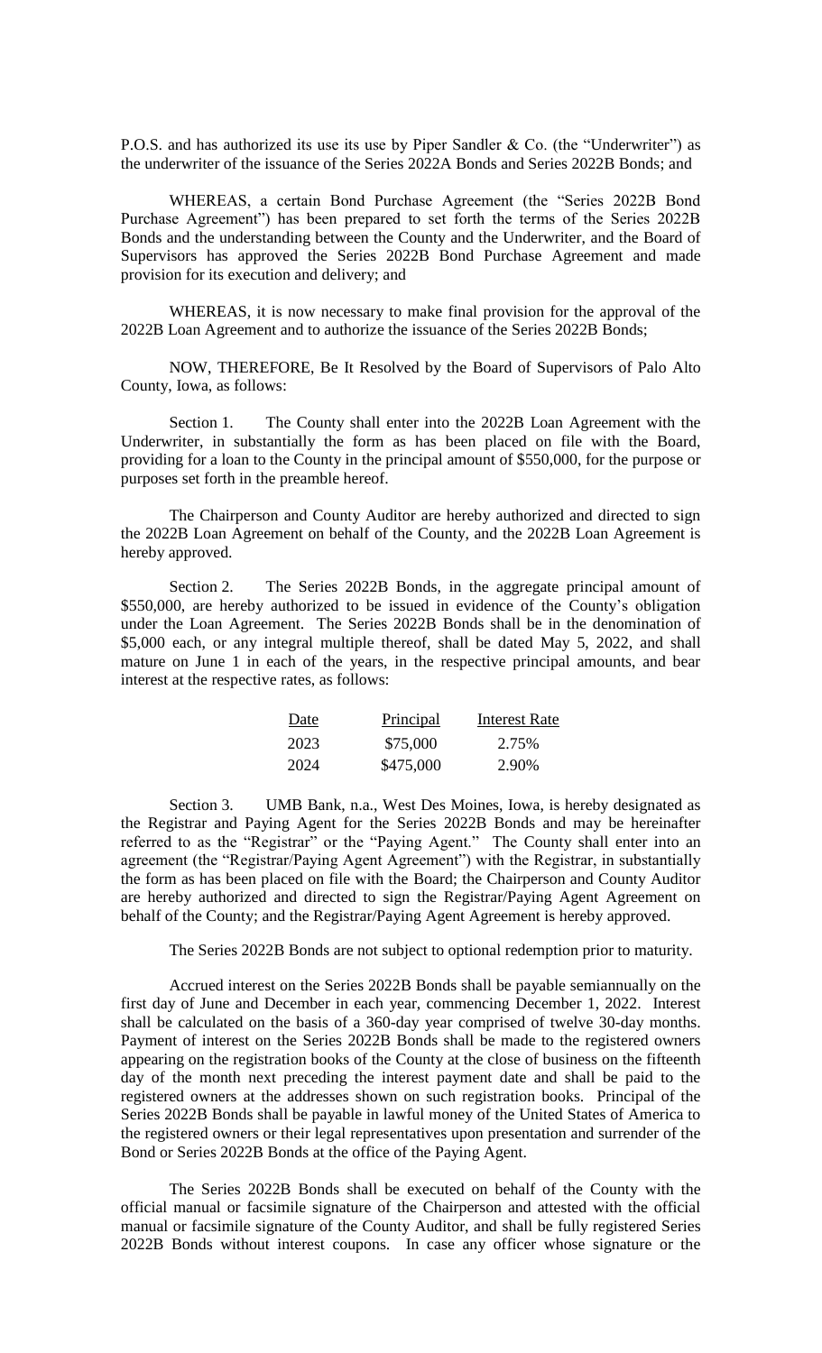P.O.S. and has authorized its use its use by Piper Sandler & Co. (the "Underwriter") as the underwriter of the issuance of the Series 2022A Bonds and Series 2022B Bonds; and

WHEREAS, a certain Bond Purchase Agreement (the "Series 2022B Bond Purchase Agreement") has been prepared to set forth the terms of the Series 2022B Bonds and the understanding between the County and the Underwriter, and the Board of Supervisors has approved the Series 2022B Bond Purchase Agreement and made provision for its execution and delivery; and

WHEREAS, it is now necessary to make final provision for the approval of the 2022B Loan Agreement and to authorize the issuance of the Series 2022B Bonds;

NOW, THEREFORE, Be It Resolved by the Board of Supervisors of Palo Alto County, Iowa, as follows:

Section 1. The County shall enter into the 2022B Loan Agreement with the Underwriter, in substantially the form as has been placed on file with the Board, providing for a loan to the County in the principal amount of $550,000, for the purpose or purposes set forth in the preamble hereof.

The Chairperson and County Auditor are hereby authorized and directed to sign the 2022B Loan Agreement on behalf of the County, and the 2022B Loan Agreement is hereby approved.

Section 2. The Series 2022B Bonds, in the aggregate principal amount of $550,000, are hereby authorized to be issued in evidence of the County's obligation under the Loan Agreement. The Series 2022B Bonds shall be in the denomination of $5,000 each, or any integral multiple thereof, shall be dated May 5, 2022, and shall mature on June 1 in each of the years, in the respective principal amounts, and bear interest at the respective rates, as follows:

| Date | Principal | Interest Rate |
|---|---|---|
| 2023 | $75,000 | 2.75% |
| 2024 | $475,000 | 2.90% |

Section 3. UMB Bank, n.a., West Des Moines, Iowa, is hereby designated as the Registrar and Paying Agent for the Series 2022B Bonds and may be hereinafter referred to as the "Registrar" or the "Paying Agent." The County shall enter into an agreement (the "Registrar/Paying Agent Agreement") with the Registrar, in substantially the form as has been placed on file with the Board; the Chairperson and County Auditor are hereby authorized and directed to sign the Registrar/Paying Agent Agreement on behalf of the County; and the Registrar/Paying Agent Agreement is hereby approved.

The Series 2022B Bonds are not subject to optional redemption prior to maturity.

Accrued interest on the Series 2022B Bonds shall be payable semiannually on the first day of June and December in each year, commencing December 1, 2022. Interest shall be calculated on the basis of a 360-day year comprised of twelve 30-day months. Payment of interest on the Series 2022B Bonds shall be made to the registered owners appearing on the registration books of the County at the close of business on the fifteenth day of the month next preceding the interest payment date and shall be paid to the registered owners at the addresses shown on such registration books. Principal of the Series 2022B Bonds shall be payable in lawful money of the United States of America to the registered owners or their legal representatives upon presentation and surrender of the Bond or Series 2022B Bonds at the office of the Paying Agent.

The Series 2022B Bonds shall be executed on behalf of the County with the official manual or facsimile signature of the Chairperson and attested with the official manual or facsimile signature of the County Auditor, and shall be fully registered Series 2022B Bonds without interest coupons. In case any officer whose signature or the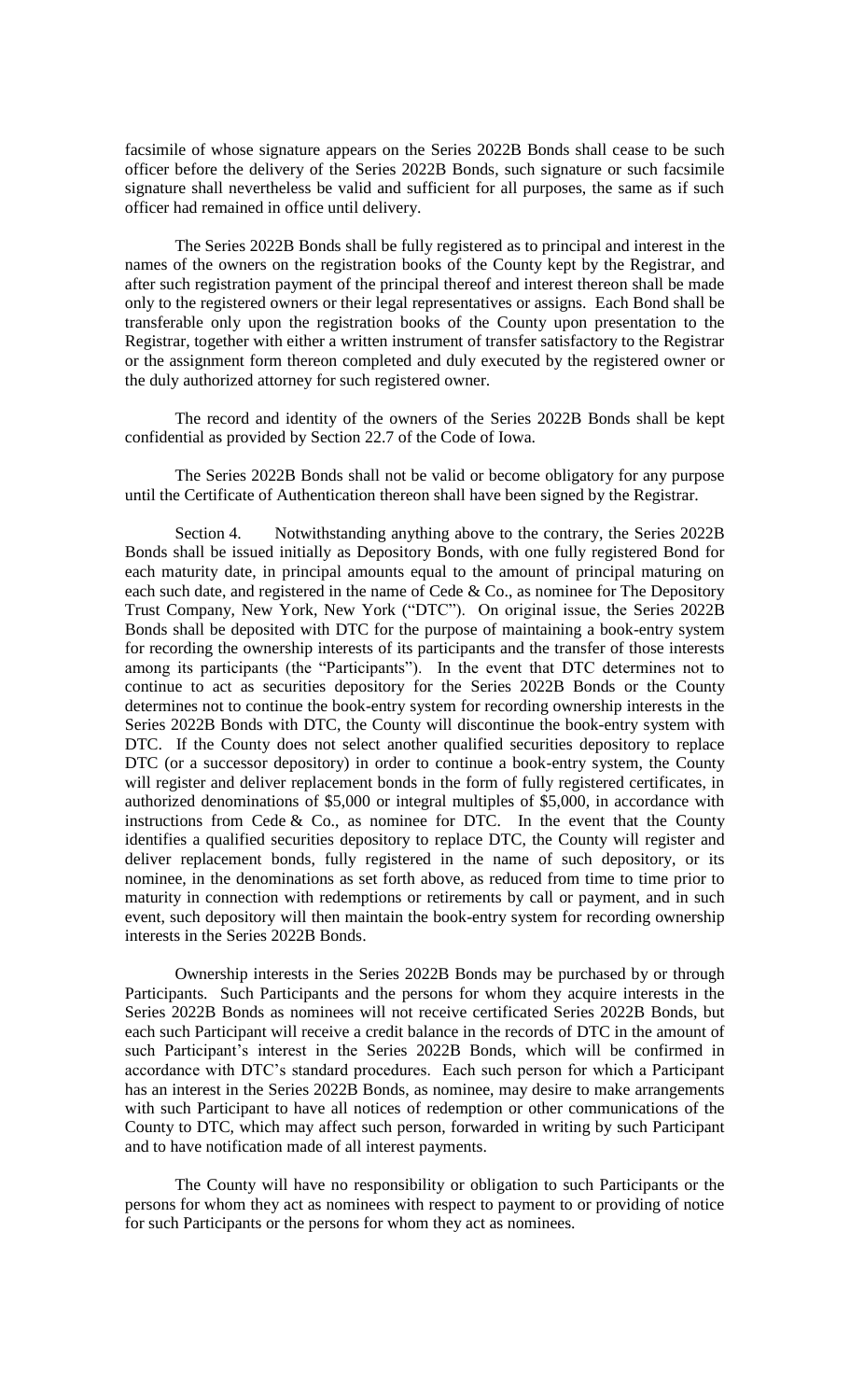facsimile of whose signature appears on the Series 2022B Bonds shall cease to be such officer before the delivery of the Series 2022B Bonds, such signature or such facsimile signature shall nevertheless be valid and sufficient for all purposes, the same as if such officer had remained in office until delivery.

The Series 2022B Bonds shall be fully registered as to principal and interest in the names of the owners on the registration books of the County kept by the Registrar, and after such registration payment of the principal thereof and interest thereon shall be made only to the registered owners or their legal representatives or assigns. Each Bond shall be transferable only upon the registration books of the County upon presentation to the Registrar, together with either a written instrument of transfer satisfactory to the Registrar or the assignment form thereon completed and duly executed by the registered owner or the duly authorized attorney for such registered owner.

The record and identity of the owners of the Series 2022B Bonds shall be kept confidential as provided by Section 22.7 of the Code of Iowa.

The Series 2022B Bonds shall not be valid or become obligatory for any purpose until the Certificate of Authentication thereon shall have been signed by the Registrar.

Section 4. Notwithstanding anything above to the contrary, the Series 2022B Bonds shall be issued initially as Depository Bonds, with one fully registered Bond for each maturity date, in principal amounts equal to the amount of principal maturing on each such date, and registered in the name of Cede & Co., as nominee for The Depository Trust Company, New York, New York ("DTC"). On original issue, the Series 2022B Bonds shall be deposited with DTC for the purpose of maintaining a book-entry system for recording the ownership interests of its participants and the transfer of those interests among its participants (the "Participants"). In the event that DTC determines not to continue to act as securities depository for the Series 2022B Bonds or the County determines not to continue the book-entry system for recording ownership interests in the Series 2022B Bonds with DTC, the County will discontinue the book-entry system with DTC. If the County does not select another qualified securities depository to replace DTC (or a successor depository) in order to continue a book-entry system, the County will register and deliver replacement bonds in the form of fully registered certificates, in authorized denominations of $5,000 or integral multiples of $5,000, in accordance with instructions from Cede & Co., as nominee for DTC. In the event that the County identifies a qualified securities depository to replace DTC, the County will register and deliver replacement bonds, fully registered in the name of such depository, or its nominee, in the denominations as set forth above, as reduced from time to time prior to maturity in connection with redemptions or retirements by call or payment, and in such event, such depository will then maintain the book-entry system for recording ownership interests in the Series 2022B Bonds.

Ownership interests in the Series 2022B Bonds may be purchased by or through Participants. Such Participants and the persons for whom they acquire interests in the Series 2022B Bonds as nominees will not receive certificated Series 2022B Bonds, but each such Participant will receive a credit balance in the records of DTC in the amount of such Participant's interest in the Series 2022B Bonds, which will be confirmed in accordance with DTC's standard procedures. Each such person for which a Participant has an interest in the Series 2022B Bonds, as nominee, may desire to make arrangements with such Participant to have all notices of redemption or other communications of the County to DTC, which may affect such person, forwarded in writing by such Participant and to have notification made of all interest payments.

The County will have no responsibility or obligation to such Participants or the persons for whom they act as nominees with respect to payment to or providing of notice for such Participants or the persons for whom they act as nominees.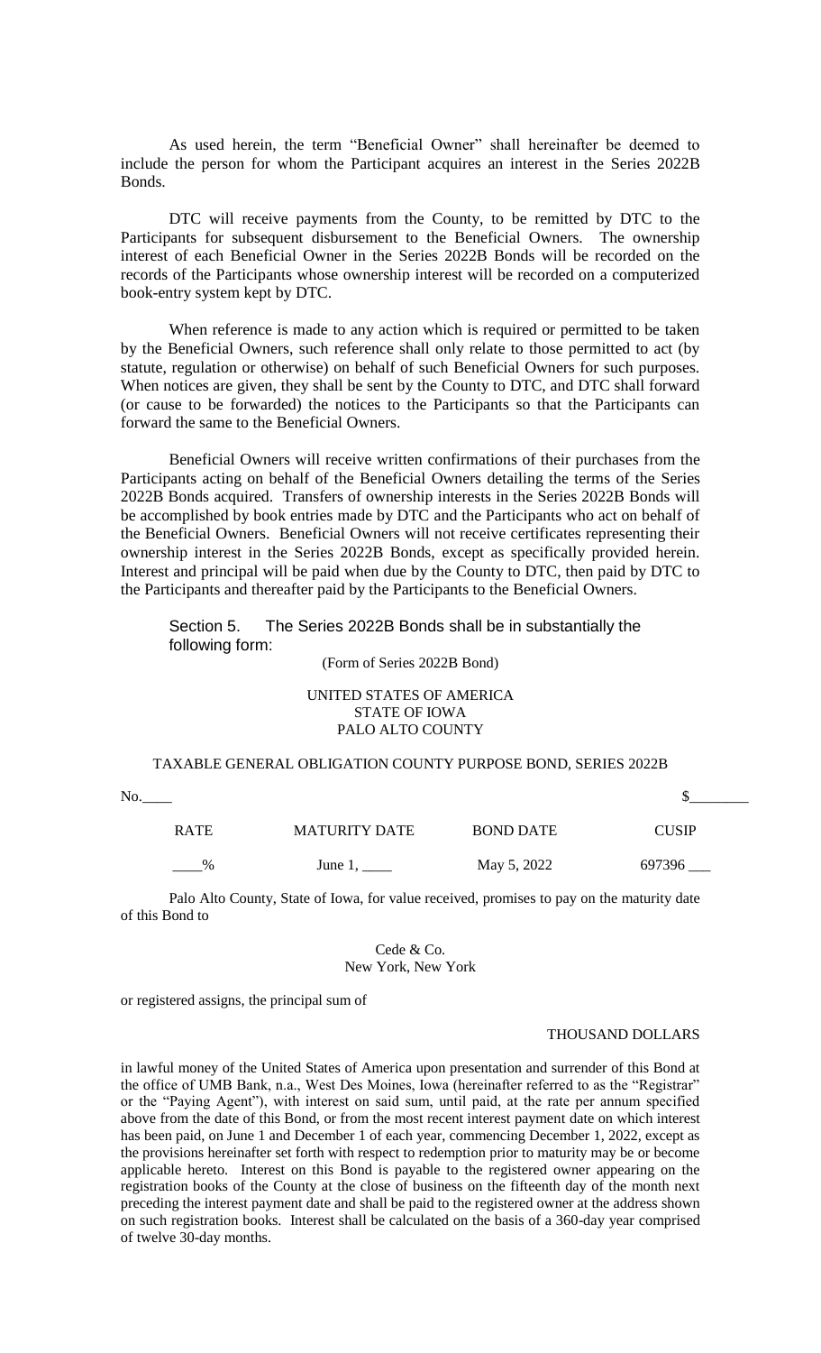As used herein, the term "Beneficial Owner" shall hereinafter be deemed to include the person for whom the Participant acquires an interest in the Series 2022B Bonds.

DTC will receive payments from the County, to be remitted by DTC to the Participants for subsequent disbursement to the Beneficial Owners. The ownership interest of each Beneficial Owner in the Series 2022B Bonds will be recorded on the records of the Participants whose ownership interest will be recorded on a computerized book-entry system kept by DTC.

When reference is made to any action which is required or permitted to be taken by the Beneficial Owners, such reference shall only relate to those permitted to act (by statute, regulation or otherwise) on behalf of such Beneficial Owners for such purposes. When notices are given, they shall be sent by the County to DTC, and DTC shall forward (or cause to be forwarded) the notices to the Participants so that the Participants can forward the same to the Beneficial Owners.

Beneficial Owners will receive written confirmations of their purchases from the Participants acting on behalf of the Beneficial Owners detailing the terms of the Series 2022B Bonds acquired. Transfers of ownership interests in the Series 2022B Bonds will be accomplished by book entries made by DTC and the Participants who act on behalf of the Beneficial Owners. Beneficial Owners will not receive certificates representing their ownership interest in the Series 2022B Bonds, except as specifically provided herein. Interest and principal will be paid when due by the County to DTC, then paid by DTC to the Participants and thereafter paid by the Participants to the Beneficial Owners.

Section 5. The Series 2022B Bonds shall be in substantially the following form:

(Form of Series 2022B Bond)

UNITED STATES OF AMERICA
STATE OF IOWA
PALO ALTO COUNTY

TAXABLE GENERAL OBLIGATION COUNTY PURPOSE BOND, SERIES 2022B

No.____ $________

| RATE | MATURITY DATE | BOND DATE | CUSIP |
|---|---|---|---|
| ____% | June 1, ____ | May 5, 2022 | 697396 ___ |

Palo Alto County, State of Iowa, for value received, promises to pay on the maturity date of this Bond to

Cede & Co.
New York, New York

or registered assigns, the principal sum of

THOUSAND DOLLARS

in lawful money of the United States of America upon presentation and surrender of this Bond at the office of UMB Bank, n.a., West Des Moines, Iowa (hereinafter referred to as the "Registrar" or the "Paying Agent"), with interest on said sum, until paid, at the rate per annum specified above from the date of this Bond, or from the most recent interest payment date on which interest has been paid, on June 1 and December 1 of each year, commencing December 1, 2022, except as the provisions hereinafter set forth with respect to redemption prior to maturity may be or become applicable hereto. Interest on this Bond is payable to the registered owner appearing on the registration books of the County at the close of business on the fifteenth day of the month next preceding the interest payment date and shall be paid to the registered owner at the address shown on such registration books. Interest shall be calculated on the basis of a 360-day year comprised of twelve 30-day months.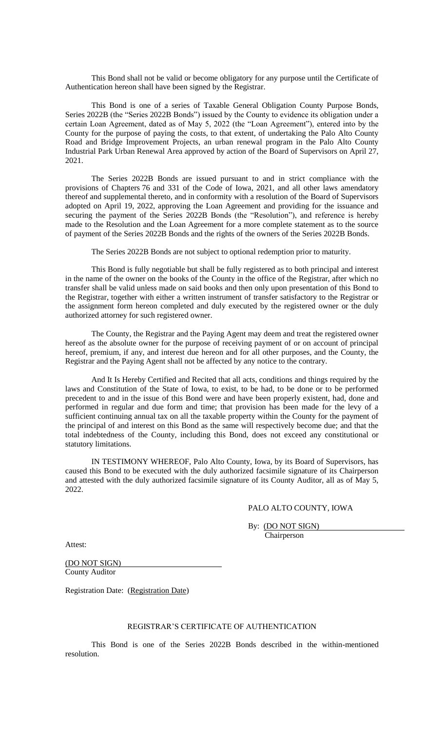This Bond shall not be valid or become obligatory for any purpose until the Certificate of Authentication hereon shall have been signed by the Registrar.

This Bond is one of a series of Taxable General Obligation County Purpose Bonds, Series 2022B (the "Series 2022B Bonds") issued by the County to evidence its obligation under a certain Loan Agreement, dated as of May 5, 2022 (the "Loan Agreement"), entered into by the County for the purpose of paying the costs, to that extent, of undertaking the Palo Alto County Road and Bridge Improvement Projects, an urban renewal program in the Palo Alto County Industrial Park Urban Renewal Area approved by action of the Board of Supervisors on April 27, 2021.

The Series 2022B Bonds are issued pursuant to and in strict compliance with the provisions of Chapters 76 and 331 of the Code of Iowa, 2021, and all other laws amendatory thereof and supplemental thereto, and in conformity with a resolution of the Board of Supervisors adopted on April 19, 2022, approving the Loan Agreement and providing for the issuance and securing the payment of the Series 2022B Bonds (the "Resolution"), and reference is hereby made to the Resolution and the Loan Agreement for a more complete statement as to the source of payment of the Series 2022B Bonds and the rights of the owners of the Series 2022B Bonds.

The Series 2022B Bonds are not subject to optional redemption prior to maturity.

This Bond is fully negotiable but shall be fully registered as to both principal and interest in the name of the owner on the books of the County in the office of the Registrar, after which no transfer shall be valid unless made on said books and then only upon presentation of this Bond to the Registrar, together with either a written instrument of transfer satisfactory to the Registrar or the assignment form hereon completed and duly executed by the registered owner or the duly authorized attorney for such registered owner.

The County, the Registrar and the Paying Agent may deem and treat the registered owner hereof as the absolute owner for the purpose of receiving payment of or on account of principal hereof, premium, if any, and interest due hereon and for all other purposes, and the County, the Registrar and the Paying Agent shall not be affected by any notice to the contrary.

And It Is Hereby Certified and Recited that all acts, conditions and things required by the laws and Constitution of the State of Iowa, to exist, to be had, to be done or to be performed precedent to and in the issue of this Bond were and have been properly existent, had, done and performed in regular and due form and time; that provision has been made for the levy of a sufficient continuing annual tax on all the taxable property within the County for the payment of the principal of and interest on this Bond as the same will respectively become due; and that the total indebtedness of the County, including this Bond, does not exceed any constitutional or statutory limitations.

IN TESTIMONY WHEREOF, Palo Alto County, Iowa, by its Board of Supervisors, has caused this Bond to be executed with the duly authorized facsimile signature of its Chairperson and attested with the duly authorized facsimile signature of its County Auditor, all as of May 5, 2022.

PALO ALTO COUNTY, IOWA

By: (DO NOT SIGN)
Chairperson

Attest:

(DO NOT SIGN)
County Auditor

Registration Date: (Registration Date)

## REGISTRAR'S CERTIFICATE OF AUTHENTICATION

This Bond is one of the Series 2022B Bonds described in the within-mentioned resolution.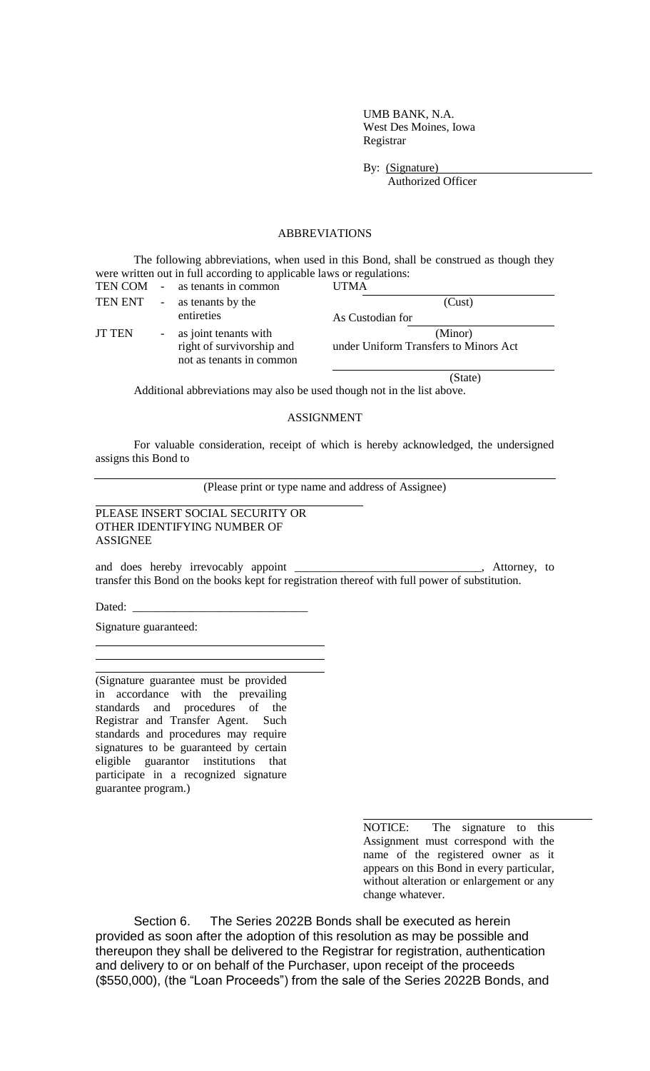UMB BANK, N.A.
West Des Moines, Iowa
Registrar

By: (Signature)
Authorized Officer

ABBREVIATIONS

The following abbreviations, when used in this Bond, shall be construed as though they were written out in full according to applicable laws or regulations:

TEN COM - as tenants in common

TEN ENT - as tenants by the entireties

JT TEN - as joint tenants with right of survivorship and not as tenants in common

UTMA ______________________ (Cust)

As Custodian for ______________________ (Minor)

under Uniform Transfers to Minors Act

______________________ (State)

Additional abbreviations may also be used though not in the list above.

ASSIGNMENT

For valuable consideration, receipt of which is hereby acknowledged, the undersigned assigns this Bond to

______________________________________________________
(Please print or type name and address of Assignee)

______________________________
PLEASE INSERT SOCIAL SECURITY OR OTHER IDENTIFYING NUMBER OF ASSIGNEE

and does hereby irrevocably appoint ________________________________, Attorney, to transfer this Bond on the books kept for registration thereof with full power of substitution.

Dated: ______________________________

Signature guaranteed:

______________________________

______________________________

______________________________
(Signature guarantee must be provided in accordance with the prevailing standards and procedures of the Registrar and Transfer Agent. Such standards and procedures may require signatures to be guaranteed by certain eligible guarantor institutions that participate in a recognized signature guarantee program.)

______________________________
NOTICE: The signature to this Assignment must correspond with the name of the registered owner as it appears on this Bond in every particular, without alteration or enlargement or any change whatever.

Section 6. The Series 2022B Bonds shall be executed as herein provided as soon after the adoption of this resolution as may be possible and thereupon they shall be delivered to the Registrar for registration, authentication and delivery to or on behalf of the Purchaser, upon receipt of the proceeds ($550,000), (the "Loan Proceeds") from the sale of the Series 2022B Bonds, and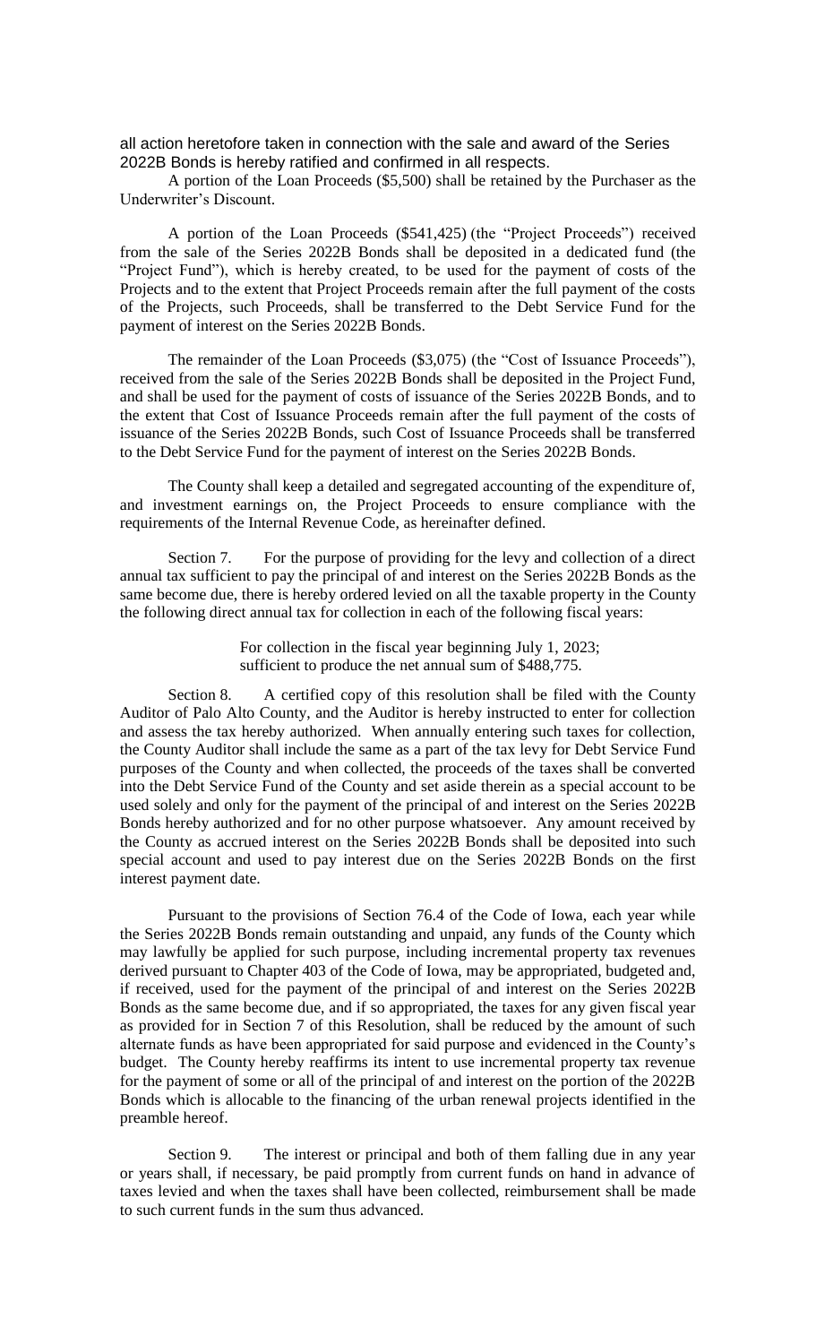all action heretofore taken in connection with the sale and award of the Series 2022B Bonds is hereby ratified and confirmed in all respects.

A portion of the Loan Proceeds ($5,500) shall be retained by the Purchaser as the Underwriter's Discount.

A portion of the Loan Proceeds ($541,425) (the "Project Proceeds") received from the sale of the Series 2022B Bonds shall be deposited in a dedicated fund (the "Project Fund"), which is hereby created, to be used for the payment of costs of the Projects and to the extent that Project Proceeds remain after the full payment of the costs of the Projects, such Proceeds, shall be transferred to the Debt Service Fund for the payment of interest on the Series 2022B Bonds.

The remainder of the Loan Proceeds ($3,075) (the "Cost of Issuance Proceeds"), received from the sale of the Series 2022B Bonds shall be deposited in the Project Fund, and shall be used for the payment of costs of issuance of the Series 2022B Bonds, and to the extent that Cost of Issuance Proceeds remain after the full payment of the costs of issuance of the Series 2022B Bonds, such Cost of Issuance Proceeds shall be transferred to the Debt Service Fund for the payment of interest on the Series 2022B Bonds.

The County shall keep a detailed and segregated accounting of the expenditure of, and investment earnings on, the Project Proceeds to ensure compliance with the requirements of the Internal Revenue Code, as hereinafter defined.

Section 7. For the purpose of providing for the levy and collection of a direct annual tax sufficient to pay the principal of and interest on the Series 2022B Bonds as the same become due, there is hereby ordered levied on all the taxable property in the County the following direct annual tax for collection in each of the following fiscal years:

For collection in the fiscal year beginning July 1, 2023; sufficient to produce the net annual sum of $488,775.

Section 8. A certified copy of this resolution shall be filed with the County Auditor of Palo Alto County, and the Auditor is hereby instructed to enter for collection and assess the tax hereby authorized. When annually entering such taxes for collection, the County Auditor shall include the same as a part of the tax levy for Debt Service Fund purposes of the County and when collected, the proceeds of the taxes shall be converted into the Debt Service Fund of the County and set aside therein as a special account to be used solely and only for the payment of the principal of and interest on the Series 2022B Bonds hereby authorized and for no other purpose whatsoever. Any amount received by the County as accrued interest on the Series 2022B Bonds shall be deposited into such special account and used to pay interest due on the Series 2022B Bonds on the first interest payment date.

Pursuant to the provisions of Section 76.4 of the Code of Iowa, each year while the Series 2022B Bonds remain outstanding and unpaid, any funds of the County which may lawfully be applied for such purpose, including incremental property tax revenues derived pursuant to Chapter 403 of the Code of Iowa, may be appropriated, budgeted and, if received, used for the payment of the principal of and interest on the Series 2022B Bonds as the same become due, and if so appropriated, the taxes for any given fiscal year as provided for in Section 7 of this Resolution, shall be reduced by the amount of such alternate funds as have been appropriated for said purpose and evidenced in the County's budget. The County hereby reaffirms its intent to use incremental property tax revenue for the payment of some or all of the principal of and interest on the portion of the 2022B Bonds which is allocable to the financing of the urban renewal projects identified in the preamble hereof.

Section 9. The interest or principal and both of them falling due in any year or years shall, if necessary, be paid promptly from current funds on hand in advance of taxes levied and when the taxes shall have been collected, reimbursement shall be made to such current funds in the sum thus advanced.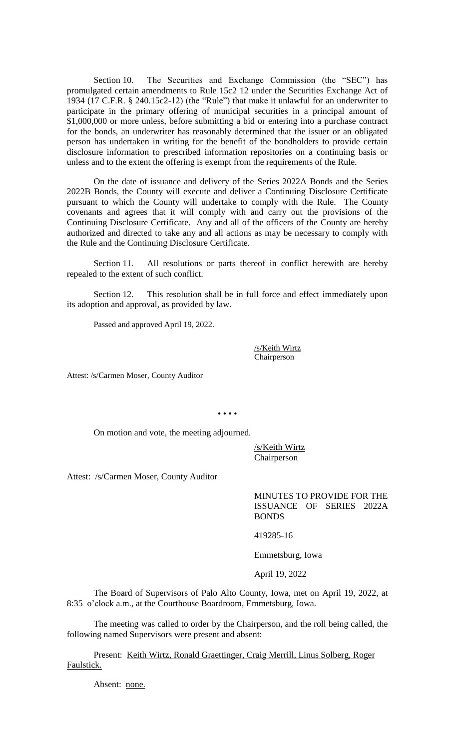Section 10. The Securities and Exchange Commission (the "SEC") has promulgated certain amendments to Rule 15c2 12 under the Securities Exchange Act of 1934 (17 C.F.R. § 240.15c2-12) (the "Rule") that make it unlawful for an underwriter to participate in the primary offering of municipal securities in a principal amount of $1,000,000 or more unless, before submitting a bid or entering into a purchase contract for the bonds, an underwriter has reasonably determined that the issuer or an obligated person has undertaken in writing for the benefit of the bondholders to provide certain disclosure information to prescribed information repositories on a continuing basis or unless and to the extent the offering is exempt from the requirements of the Rule.

On the date of issuance and delivery of the Series 2022A Bonds and the Series 2022B Bonds, the County will execute and deliver a Continuing Disclosure Certificate pursuant to which the County will undertake to comply with the Rule. The County covenants and agrees that it will comply with and carry out the provisions of the Continuing Disclosure Certificate. Any and all of the officers of the County are hereby authorized and directed to take any and all actions as may be necessary to comply with the Rule and the Continuing Disclosure Certificate.

Section 11. All resolutions or parts thereof in conflict herewith are hereby repealed to the extent of such conflict.

Section 12. This resolution shall be in full force and effect immediately upon its adoption and approval, as provided by law.

Passed and approved April 19, 2022.

/s/Keith Wirtz
Chairperson

Attest: /s/Carmen Moser, County Auditor

• • • •

On motion and vote, the meeting adjourned.

/s/Keith Wirtz
Chairperson

Attest: /s/Carmen Moser, County Auditor

MINUTES TO PROVIDE FOR THE ISSUANCE OF SERIES 2022A BONDS

419285-16

Emmetsburg, Iowa

April 19, 2022

The Board of Supervisors of Palo Alto County, Iowa, met on April 19, 2022, at 8:35 o'clock a.m., at the Courthouse Boardroom, Emmetsburg, Iowa.

The meeting was called to order by the Chairperson, and the roll being called, the following named Supervisors were present and absent:

Present: Keith Wirtz, Ronald Graettinger, Craig Merrill, Linus Solberg, Roger Faulstick.

Absent: none.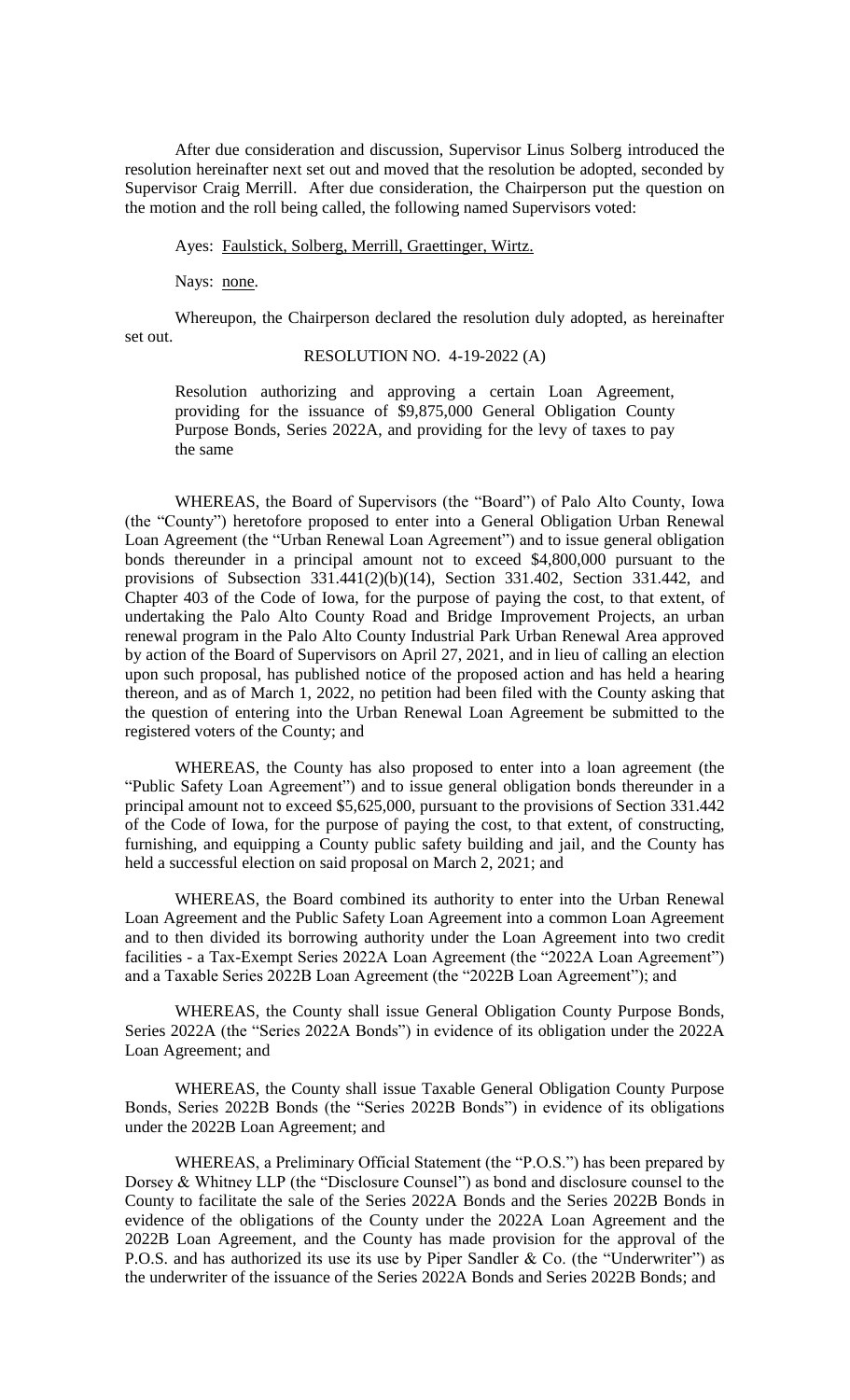After due consideration and discussion, Supervisor Linus Solberg introduced the resolution hereinafter next set out and moved that the resolution be adopted, seconded by Supervisor Craig Merrill. After due consideration, the Chairperson put the question on the motion and the roll being called, the following named Supervisors voted:

Ayes: Faulstick, Solberg, Merrill, Graettinger, Wirtz.

Nays: none.

Whereupon, the Chairperson declared the resolution duly adopted, as hereinafter set out.

RESOLUTION NO. 4-19-2022 (A)

Resolution authorizing and approving a certain Loan Agreement, providing for the issuance of $9,875,000 General Obligation County Purpose Bonds, Series 2022A, and providing for the levy of taxes to pay the same

WHEREAS, the Board of Supervisors (the "Board") of Palo Alto County, Iowa (the "County") heretofore proposed to enter into a General Obligation Urban Renewal Loan Agreement (the "Urban Renewal Loan Agreement") and to issue general obligation bonds thereunder in a principal amount not to exceed $4,800,000 pursuant to the provisions of Subsection 331.441(2)(b)(14), Section 331.402, Section 331.442, and Chapter 403 of the Code of Iowa, for the purpose of paying the cost, to that extent, of undertaking the Palo Alto County Road and Bridge Improvement Projects, an urban renewal program in the Palo Alto County Industrial Park Urban Renewal Area approved by action of the Board of Supervisors on April 27, 2021, and in lieu of calling an election upon such proposal, has published notice of the proposed action and has held a hearing thereon, and as of March 1, 2022, no petition had been filed with the County asking that the question of entering into the Urban Renewal Loan Agreement be submitted to the registered voters of the County; and

WHEREAS, the County has also proposed to enter into a loan agreement (the "Public Safety Loan Agreement") and to issue general obligation bonds thereunder in a principal amount not to exceed $5,625,000, pursuant to the provisions of Section 331.442 of the Code of Iowa, for the purpose of paying the cost, to that extent, of constructing, furnishing, and equipping a County public safety building and jail, and the County has held a successful election on said proposal on March 2, 2021; and

WHEREAS, the Board combined its authority to enter into the Urban Renewal Loan Agreement and the Public Safety Loan Agreement into a common Loan Agreement and to then divided its borrowing authority under the Loan Agreement into two credit facilities - a Tax-Exempt Series 2022A Loan Agreement (the "2022A Loan Agreement") and a Taxable Series 2022B Loan Agreement (the "2022B Loan Agreement"); and

WHEREAS, the County shall issue General Obligation County Purpose Bonds, Series 2022A (the "Series 2022A Bonds") in evidence of its obligation under the 2022A Loan Agreement; and

WHEREAS, the County shall issue Taxable General Obligation County Purpose Bonds, Series 2022B Bonds (the "Series 2022B Bonds") in evidence of its obligations under the 2022B Loan Agreement; and

WHEREAS, a Preliminary Official Statement (the "P.O.S.") has been prepared by Dorsey & Whitney LLP (the "Disclosure Counsel") as bond and disclosure counsel to the County to facilitate the sale of the Series 2022A Bonds and the Series 2022B Bonds in evidence of the obligations of the County under the 2022A Loan Agreement and the 2022B Loan Agreement, and the County has made provision for the approval of the P.O.S. and has authorized its use its use by Piper Sandler & Co. (the "Underwriter") as the underwriter of the issuance of the Series 2022A Bonds and Series 2022B Bonds; and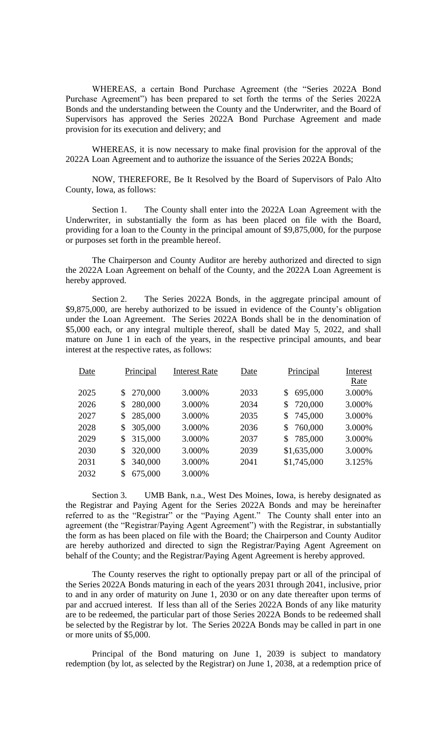WHEREAS, a certain Bond Purchase Agreement (the "Series 2022A Bond Purchase Agreement") has been prepared to set forth the terms of the Series 2022A Bonds and the understanding between the County and the Underwriter, and the Board of Supervisors has approved the Series 2022A Bond Purchase Agreement and made provision for its execution and delivery; and

WHEREAS, it is now necessary to make final provision for the approval of the 2022A Loan Agreement and to authorize the issuance of the Series 2022A Bonds;

NOW, THEREFORE, Be It Resolved by the Board of Supervisors of Palo Alto County, Iowa, as follows:

Section 1. The County shall enter into the 2022A Loan Agreement with the Underwriter, in substantially the form as has been placed on file with the Board, providing for a loan to the County in the principal amount of $9,875,000, for the purpose or purposes set forth in the preamble hereof.

The Chairperson and County Auditor are hereby authorized and directed to sign the 2022A Loan Agreement on behalf of the County, and the 2022A Loan Agreement is hereby approved.

Section 2. The Series 2022A Bonds, in the aggregate principal amount of $9,875,000, are hereby authorized to be issued in evidence of the County's obligation under the Loan Agreement. The Series 2022A Bonds shall be in the denomination of $5,000 each, or any integral multiple thereof, shall be dated May 5, 2022, and shall mature on June 1 in each of the years, in the respective principal amounts, and bear interest at the respective rates, as follows:

| Date | Principal | Interest Rate | Date | Principal | Interest Rate |
|---|---|---|---|---|---|
| 2025 | $ 270,000 | 3.000% | 2033 | $ 695,000 | 3.000% |
| 2026 | $ 280,000 | 3.000% | 2034 | $ 720,000 | 3.000% |
| 2027 | $ 285,000 | 3.000% | 2035 | $ 745,000 | 3.000% |
| 2028 | $ 305,000 | 3.000% | 2036 | $ 760,000 | 3.000% |
| 2029 | $ 315,000 | 3.000% | 2037 | $ 785,000 | 3.000% |
| 2030 | $ 320,000 | 3.000% | 2039 | $1,635,000 | 3.000% |
| 2031 | $ 340,000 | 3.000% | 2041 | $1,745,000 | 3.125% |
| 2032 | $ 675,000 | 3.000% | | | |

Section 3. UMB Bank, n.a., West Des Moines, Iowa, is hereby designated as the Registrar and Paying Agent for the Series 2022A Bonds and may be hereinafter referred to as the "Registrar" or the "Paying Agent." The County shall enter into an agreement (the "Registrar/Paying Agent Agreement") with the Registrar, in substantially the form as has been placed on file with the Board; the Chairperson and County Auditor are hereby authorized and directed to sign the Registrar/Paying Agent Agreement on behalf of the County; and the Registrar/Paying Agent Agreement is hereby approved.

The County reserves the right to optionally prepay part or all of the principal of the Series 2022A Bonds maturing in each of the years 2031 through 2041, inclusive, prior to and in any order of maturity on June 1, 2030 or on any date thereafter upon terms of par and accrued interest. If less than all of the Series 2022A Bonds of any like maturity are to be redeemed, the particular part of those Series 2022A Bonds to be redeemed shall be selected by the Registrar by lot. The Series 2022A Bonds may be called in part in one or more units of $5,000.

Principal of the Bond maturing on June 1, 2039 is subject to mandatory redemption (by lot, as selected by the Registrar) on June 1, 2038, at a redemption price of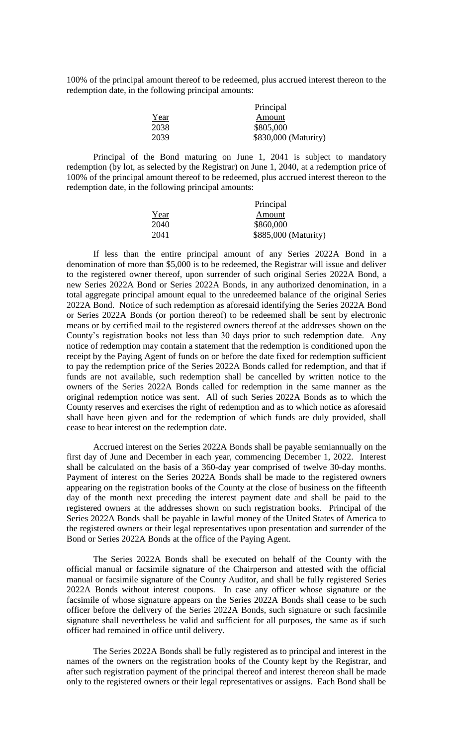100% of the principal amount thereof to be redeemed, plus accrued interest thereon to the redemption date, in the following principal amounts:

| Year | Principal Amount |
| --- | --- |
| 2038 | \$805,000 |
| 2039 | \$830,000 (Maturity) |

Principal of the Bond maturing on June 1, 2041 is subject to mandatory redemption (by lot, as selected by the Registrar) on June 1, 2040, at a redemption price of 100% of the principal amount thereof to be redeemed, plus accrued interest thereon to the redemption date, in the following principal amounts:

| Year | Principal Amount |
| --- | --- |
| 2040 | \$860,000 |
| 2041 | \$885,000 (Maturity) |

If less than the entire principal amount of any Series 2022A Bond in a denomination of more than \$5,000 is to be redeemed, the Registrar will issue and deliver to the registered owner thereof, upon surrender of such original Series 2022A Bond, a new Series 2022A Bond or Series 2022A Bonds, in any authorized denomination, in a total aggregate principal amount equal to the unredeemed balance of the original Series 2022A Bond. Notice of such redemption as aforesaid identifying the Series 2022A Bond or Series 2022A Bonds (or portion thereof) to be redeemed shall be sent by electronic means or by certified mail to the registered owners thereof at the addresses shown on the County's registration books not less than 30 days prior to such redemption date. Any notice of redemption may contain a statement that the redemption is conditioned upon the receipt by the Paying Agent of funds on or before the date fixed for redemption sufficient to pay the redemption price of the Series 2022A Bonds called for redemption, and that if funds are not available, such redemption shall be cancelled by written notice to the owners of the Series 2022A Bonds called for redemption in the same manner as the original redemption notice was sent. All of such Series 2022A Bonds as to which the County reserves and exercises the right of redemption and as to which notice as aforesaid shall have been given and for the redemption of which funds are duly provided, shall cease to bear interest on the redemption date.

Accrued interest on the Series 2022A Bonds shall be payable semiannually on the first day of June and December in each year, commencing December 1, 2022. Interest shall be calculated on the basis of a 360-day year comprised of twelve 30-day months. Payment of interest on the Series 2022A Bonds shall be made to the registered owners appearing on the registration books of the County at the close of business on the fifteenth day of the month next preceding the interest payment date and shall be paid to the registered owners at the addresses shown on such registration books. Principal of the Series 2022A Bonds shall be payable in lawful money of the United States of America to the registered owners or their legal representatives upon presentation and surrender of the Bond or Series 2022A Bonds at the office of the Paying Agent.

The Series 2022A Bonds shall be executed on behalf of the County with the official manual or facsimile signature of the Chairperson and attested with the official manual or facsimile signature of the County Auditor, and shall be fully registered Series 2022A Bonds without interest coupons. In case any officer whose signature or the facsimile of whose signature appears on the Series 2022A Bonds shall cease to be such officer before the delivery of the Series 2022A Bonds, such signature or such facsimile signature shall nevertheless be valid and sufficient for all purposes, the same as if such officer had remained in office until delivery.

The Series 2022A Bonds shall be fully registered as to principal and interest in the names of the owners on the registration books of the County kept by the Registrar, and after such registration payment of the principal thereof and interest thereon shall be made only to the registered owners or their legal representatives or assigns. Each Bond shall be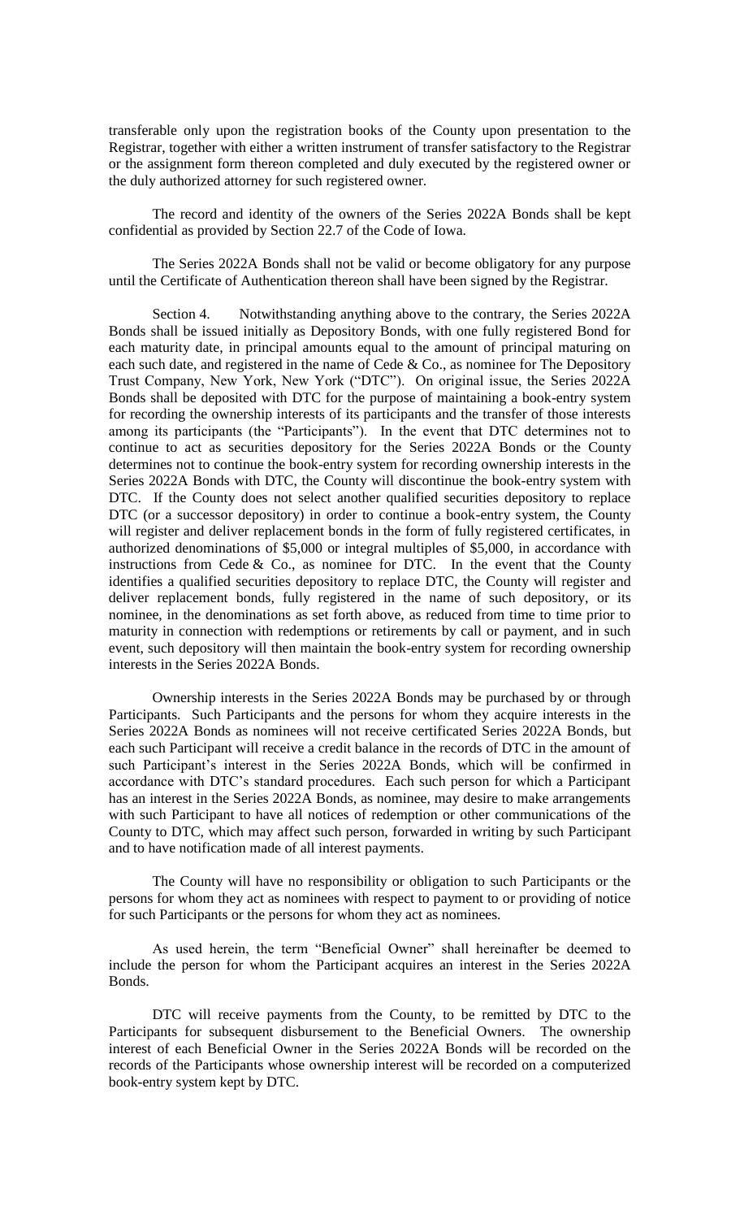transferable only upon the registration books of the County upon presentation to the Registrar, together with either a written instrument of transfer satisfactory to the Registrar or the assignment form thereon completed and duly executed by the registered owner or the duly authorized attorney for such registered owner.

The record and identity of the owners of the Series 2022A Bonds shall be kept confidential as provided by Section 22.7 of the Code of Iowa.

The Series 2022A Bonds shall not be valid or become obligatory for any purpose until the Certificate of Authentication thereon shall have been signed by the Registrar.

Section 4. Notwithstanding anything above to the contrary, the Series 2022A Bonds shall be issued initially as Depository Bonds, with one fully registered Bond for each maturity date, in principal amounts equal to the amount of principal maturing on each such date, and registered in the name of Cede & Co., as nominee for The Depository Trust Company, New York, New York ("DTC"). On original issue, the Series 2022A Bonds shall be deposited with DTC for the purpose of maintaining a book-entry system for recording the ownership interests of its participants and the transfer of those interests among its participants (the "Participants"). In the event that DTC determines not to continue to act as securities depository for the Series 2022A Bonds or the County determines not to continue the book-entry system for recording ownership interests in the Series 2022A Bonds with DTC, the County will discontinue the book-entry system with DTC. If the County does not select another qualified securities depository to replace DTC (or a successor depository) in order to continue a book-entry system, the County will register and deliver replacement bonds in the form of fully registered certificates, in authorized denominations of $5,000 or integral multiples of $5,000, in accordance with instructions from Cede & Co., as nominee for DTC. In the event that the County identifies a qualified securities depository to replace DTC, the County will register and deliver replacement bonds, fully registered in the name of such depository, or its nominee, in the denominations as set forth above, as reduced from time to time prior to maturity in connection with redemptions or retirements by call or payment, and in such event, such depository will then maintain the book-entry system for recording ownership interests in the Series 2022A Bonds.

Ownership interests in the Series 2022A Bonds may be purchased by or through Participants. Such Participants and the persons for whom they acquire interests in the Series 2022A Bonds as nominees will not receive certificated Series 2022A Bonds, but each such Participant will receive a credit balance in the records of DTC in the amount of such Participant's interest in the Series 2022A Bonds, which will be confirmed in accordance with DTC's standard procedures. Each such person for which a Participant has an interest in the Series 2022A Bonds, as nominee, may desire to make arrangements with such Participant to have all notices of redemption or other communications of the County to DTC, which may affect such person, forwarded in writing by such Participant and to have notification made of all interest payments.

The County will have no responsibility or obligation to such Participants or the persons for whom they act as nominees with respect to payment to or providing of notice for such Participants or the persons for whom they act as nominees.

As used herein, the term "Beneficial Owner" shall hereinafter be deemed to include the person for whom the Participant acquires an interest in the Series 2022A Bonds.

DTC will receive payments from the County, to be remitted by DTC to the Participants for subsequent disbursement to the Beneficial Owners. The ownership interest of each Beneficial Owner in the Series 2022A Bonds will be recorded on the records of the Participants whose ownership interest will be recorded on a computerized book-entry system kept by DTC.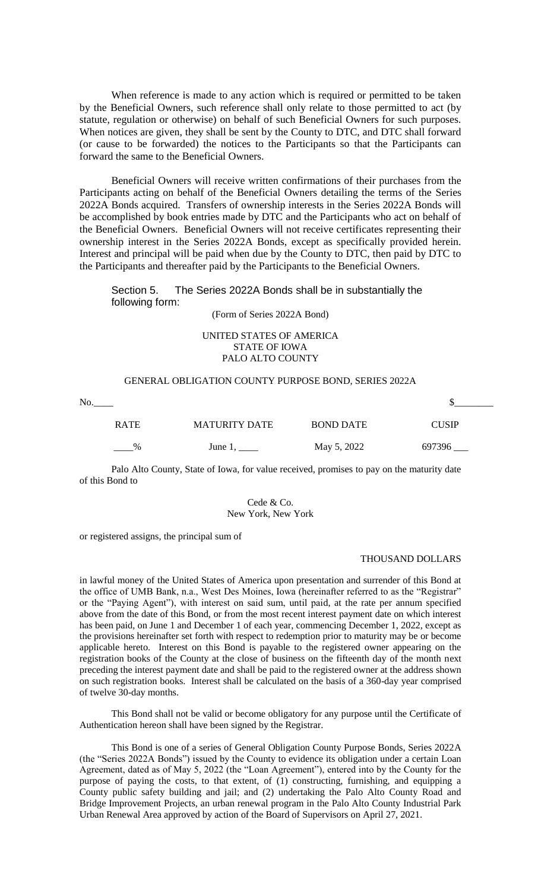When reference is made to any action which is required or permitted to be taken by the Beneficial Owners, such reference shall only relate to those permitted to act (by statute, regulation or otherwise) on behalf of such Beneficial Owners for such purposes. When notices are given, they shall be sent by the County to DTC, and DTC shall forward (or cause to be forwarded) the notices to the Participants so that the Participants can forward the same to the Beneficial Owners.

Beneficial Owners will receive written confirmations of their purchases from the Participants acting on behalf of the Beneficial Owners detailing the terms of the Series 2022A Bonds acquired. Transfers of ownership interests in the Series 2022A Bonds will be accomplished by book entries made by DTC and the Participants who act on behalf of the Beneficial Owners. Beneficial Owners will not receive certificates representing their ownership interest in the Series 2022A Bonds, except as specifically provided herein. Interest and principal will be paid when due by the County to DTC, then paid by DTC to the Participants and thereafter paid by the Participants to the Beneficial Owners.

Section 5. The Series 2022A Bonds shall be in substantially the following form:

(Form of Series 2022A Bond)

UNITED STATES OF AMERICA
STATE OF IOWA
PALO ALTO COUNTY

GENERAL OBLIGATION COUNTY PURPOSE BOND, SERIES 2022A

No.____ $________

| RATE | MATURITY DATE | BOND DATE | CUSIP |
|---|---|---|---|
| ____% | June 1, ____ | May 5, 2022 | 697396 ___ |

Palo Alto County, State of Iowa, for value received, promises to pay on the maturity date of this Bond to

Cede & Co.
New York, New York

or registered assigns, the principal sum of

THOUSAND DOLLARS

in lawful money of the United States of America upon presentation and surrender of this Bond at the office of UMB Bank, n.a., West Des Moines, Iowa (hereinafter referred to as the "Registrar" or the "Paying Agent"), with interest on said sum, until paid, at the rate per annum specified above from the date of this Bond, or from the most recent interest payment date on which interest has been paid, on June 1 and December 1 of each year, commencing December 1, 2022, except as the provisions hereinafter set forth with respect to redemption prior to maturity may be or become applicable hereto. Interest on this Bond is payable to the registered owner appearing on the registration books of the County at the close of business on the fifteenth day of the month next preceding the interest payment date and shall be paid to the registered owner at the address shown on such registration books. Interest shall be calculated on the basis of a 360-day year comprised of twelve 30-day months.

This Bond shall not be valid or become obligatory for any purpose until the Certificate of Authentication hereon shall have been signed by the Registrar.

This Bond is one of a series of General Obligation County Purpose Bonds, Series 2022A (the "Series 2022A Bonds") issued by the County to evidence its obligation under a certain Loan Agreement, dated as of May 5, 2022 (the "Loan Agreement"), entered into by the County for the purpose of paying the costs, to that extent, of (1) constructing, furnishing, and equipping a County public safety building and jail; and (2) undertaking the Palo Alto County Road and Bridge Improvement Projects, an urban renewal program in the Palo Alto County Industrial Park Urban Renewal Area approved by action of the Board of Supervisors on April 27, 2021.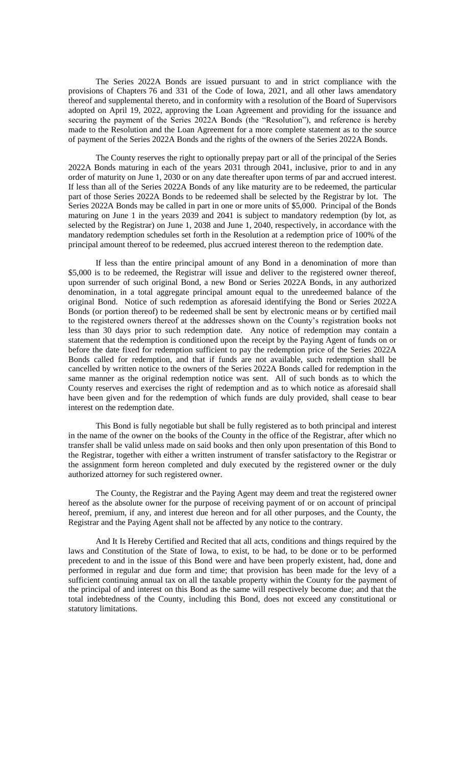The Series 2022A Bonds are issued pursuant to and in strict compliance with the provisions of Chapters 76 and 331 of the Code of Iowa, 2021, and all other laws amendatory thereof and supplemental thereto, and in conformity with a resolution of the Board of Supervisors adopted on April 19, 2022, approving the Loan Agreement and providing for the issuance and securing the payment of the Series 2022A Bonds (the "Resolution"), and reference is hereby made to the Resolution and the Loan Agreement for a more complete statement as to the source of payment of the Series 2022A Bonds and the rights of the owners of the Series 2022A Bonds.

The County reserves the right to optionally prepay part or all of the principal of the Series 2022A Bonds maturing in each of the years 2031 through 2041, inclusive, prior to and in any order of maturity on June 1, 2030 or on any date thereafter upon terms of par and accrued interest. If less than all of the Series 2022A Bonds of any like maturity are to be redeemed, the particular part of those Series 2022A Bonds to be redeemed shall be selected by the Registrar by lot. The Series 2022A Bonds may be called in part in one or more units of $5,000. Principal of the Bonds maturing on June 1 in the years 2039 and 2041 is subject to mandatory redemption (by lot, as selected by the Registrar) on June 1, 2038 and June 1, 2040, respectively, in accordance with the mandatory redemption schedules set forth in the Resolution at a redemption price of 100% of the principal amount thereof to be redeemed, plus accrued interest thereon to the redemption date.

If less than the entire principal amount of any Bond in a denomination of more than $5,000 is to be redeemed, the Registrar will issue and deliver to the registered owner thereof, upon surrender of such original Bond, a new Bond or Series 2022A Bonds, in any authorized denomination, in a total aggregate principal amount equal to the unredeemed balance of the original Bond. Notice of such redemption as aforesaid identifying the Bond or Series 2022A Bonds (or portion thereof) to be redeemed shall be sent by electronic means or by certified mail to the registered owners thereof at the addresses shown on the County's registration books not less than 30 days prior to such redemption date. Any notice of redemption may contain a statement that the redemption is conditioned upon the receipt by the Paying Agent of funds on or before the date fixed for redemption sufficient to pay the redemption price of the Series 2022A Bonds called for redemption, and that if funds are not available, such redemption shall be cancelled by written notice to the owners of the Series 2022A Bonds called for redemption in the same manner as the original redemption notice was sent. All of such bonds as to which the County reserves and exercises the right of redemption and as to which notice as aforesaid shall have been given and for the redemption of which funds are duly provided, shall cease to bear interest on the redemption date.

This Bond is fully negotiable but shall be fully registered as to both principal and interest in the name of the owner on the books of the County in the office of the Registrar, after which no transfer shall be valid unless made on said books and then only upon presentation of this Bond to the Registrar, together with either a written instrument of transfer satisfactory to the Registrar or the assignment form hereon completed and duly executed by the registered owner or the duly authorized attorney for such registered owner.

The County, the Registrar and the Paying Agent may deem and treat the registered owner hereof as the absolute owner for the purpose of receiving payment of or on account of principal hereof, premium, if any, and interest due hereon and for all other purposes, and the County, the Registrar and the Paying Agent shall not be affected by any notice to the contrary.

And It Is Hereby Certified and Recited that all acts, conditions and things required by the laws and Constitution of the State of Iowa, to exist, to be had, to be done or to be performed precedent to and in the issue of this Bond were and have been properly existent, had, done and performed in regular and due form and time; that provision has been made for the levy of a sufficient continuing annual tax on all the taxable property within the County for the payment of the principal of and interest on this Bond as the same will respectively become due; and that the total indebtedness of the County, including this Bond, does not exceed any constitutional or statutory limitations.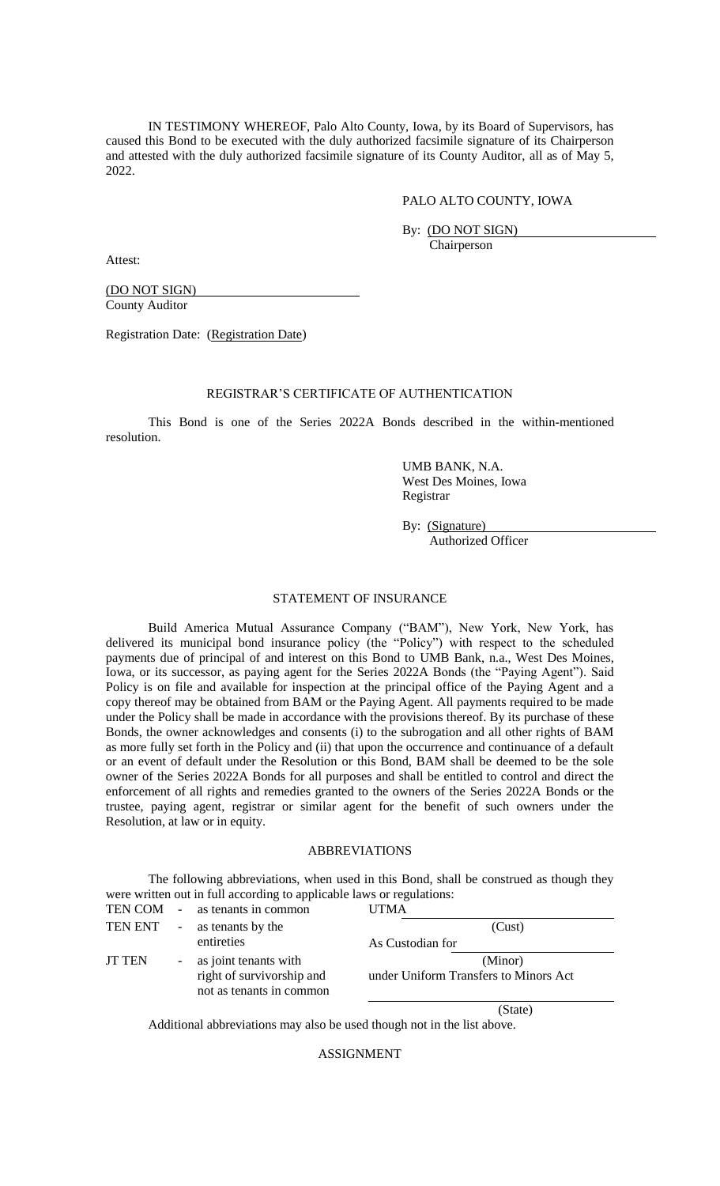IN TESTIMONY WHEREOF, Palo Alto County, Iowa, by its Board of Supervisors, has caused this Bond to be executed with the duly authorized facsimile signature of its Chairperson and attested with the duly authorized facsimile signature of its County Auditor, all as of May 5, 2022.

PALO ALTO COUNTY, IOWA

By: (DO NOT SIGN)
Chairperson

Attest:

(DO NOT SIGN)
County Auditor

Registration Date: (Registration Date)

REGISTRAR'S CERTIFICATE OF AUTHENTICATION

This Bond is one of the Series 2022A Bonds described in the within-mentioned resolution.

UMB BANK, N.A.
West Des Moines, Iowa
Registrar

By: (Signature)
Authorized Officer

STATEMENT OF INSURANCE

Build America Mutual Assurance Company ("BAM"), New York, New York, has delivered its municipal bond insurance policy (the "Policy") with respect to the scheduled payments due of principal of and interest on this Bond to UMB Bank, n.a., West Des Moines, Iowa, or its successor, as paying agent for the Series 2022A Bonds (the "Paying Agent"). Said Policy is on file and available for inspection at the principal office of the Paying Agent and a copy thereof may be obtained from BAM or the Paying Agent. All payments required to be made under the Policy shall be made in accordance with the provisions thereof. By its purchase of these Bonds, the owner acknowledges and consents (i) to the subrogation and all other rights of BAM as more fully set forth in the Policy and (ii) that upon the occurrence and continuance of a default or an event of default under the Resolution or this Bond, BAM shall be deemed to be the sole owner of the Series 2022A Bonds for all purposes and shall be entitled to control and direct the enforcement of all rights and remedies granted to the owners of the Series 2022A Bonds or the trustee, paying agent, registrar or similar agent for the benefit of such owners under the Resolution, at law or in equity.

ABBREVIATIONS

The following abbreviations, when used in this Bond, shall be construed as though they were written out in full according to applicable laws or regulations:

| | | |
|---|---|---|
| TEN COM | - as tenants in common | UTMA \_\_\_\_\_\_\_\_\_\_\_\_\_\_\_\_ |
| TEN ENT | - as tenants by the entireties | (Cust) |
| | | As Custodian for \_\_\_\_\_\_\_\_\_\_\_\_\_\_\_\_ |
| JT TEN | - as joint tenants with right of survivorship and not as tenants in common | (Minor) under Uniform Transfers to Minors Act |
| | | \_\_\_\_\_\_\_\_\_\_\_\_\_\_\_\_ (State) |

Additional abbreviations may also be used though not in the list above.

ASSIGNMENT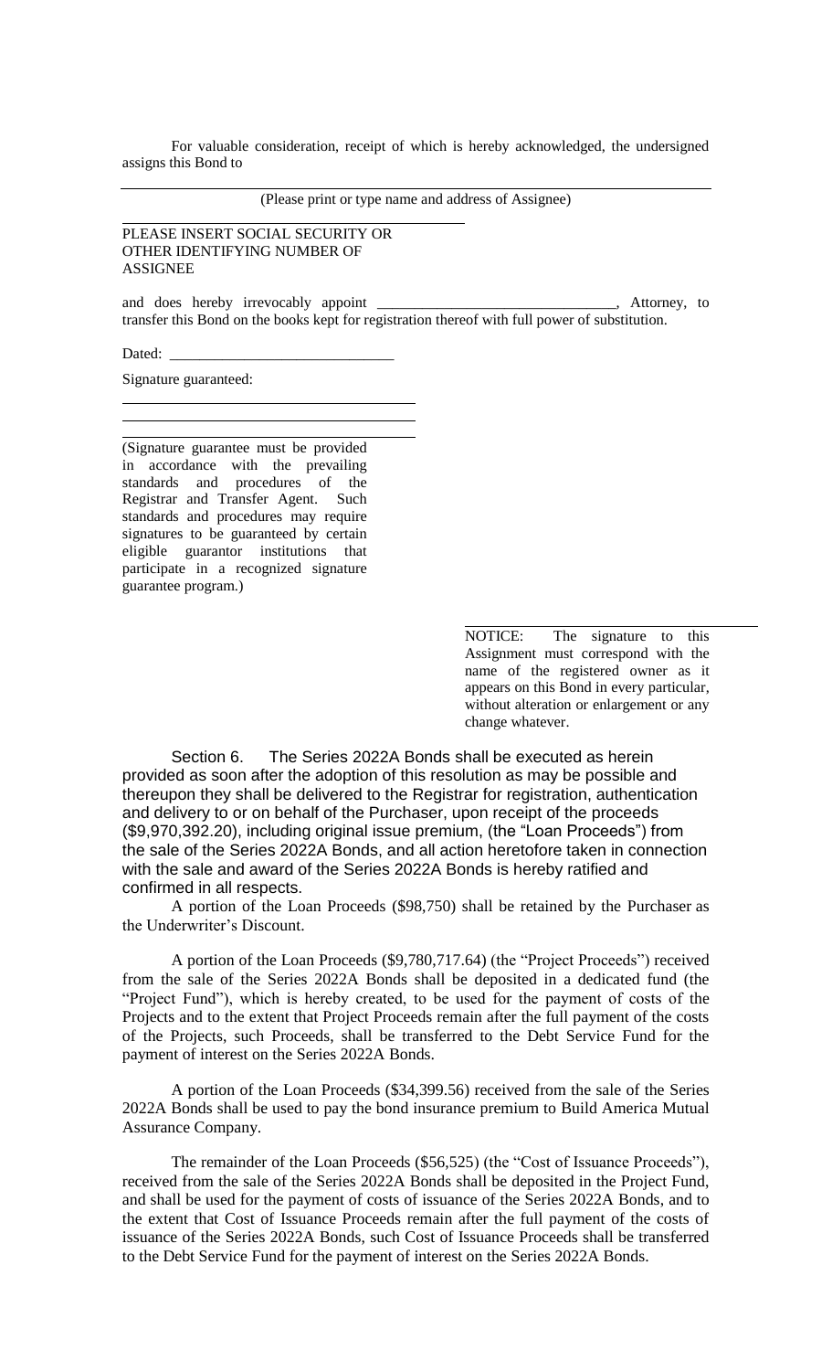For valuable consideration, receipt of which is hereby acknowledged, the undersigned assigns this Bond to

_______________________________________________________________________________

(Please print or type name and address of Assignee)

_____________________________________________

PLEASE INSERT SOCIAL SECURITY OR OTHER IDENTIFYING NUMBER OF ASSIGNEE

and does hereby irrevocably appoint _______________________________, Attorney, to transfer this Bond on the books kept for registration thereof with full power of substitution.

Dated: _____________________________

Signature guaranteed:

_____________________________________

_____________________________________

_____________________________________

(Signature guarantee must be provided in accordance with the prevailing standards and procedures of the Registrar and Transfer Agent. Such standards and procedures may require signatures to be guaranteed by certain eligible guarantor institutions that participate in a recognized signature guarantee program.)

_____________________________________

NOTICE: The signature to this Assignment must correspond with the name of the registered owner as it appears on this Bond in every particular, without alteration or enlargement or any change whatever.

Section 6. The Series 2022A Bonds shall be executed as herein provided as soon after the adoption of this resolution as may be possible and thereupon they shall be delivered to the Registrar for registration, authentication and delivery to or on behalf of the Purchaser, upon receipt of the proceeds ($9,970,392.20), including original issue premium, (the "Loan Proceeds") from the sale of the Series 2022A Bonds, and all action heretofore taken in connection with the sale and award of the Series 2022A Bonds is hereby ratified and confirmed in all respects.

A portion of the Loan Proceeds ($98,750) shall be retained by the Purchaser as the Underwriter's Discount.

A portion of the Loan Proceeds ($9,780,717.64) (the "Project Proceeds") received from the sale of the Series 2022A Bonds shall be deposited in a dedicated fund (the "Project Fund"), which is hereby created, to be used for the payment of costs of the Projects and to the extent that Project Proceeds remain after the full payment of the costs of the Projects, such Proceeds, shall be transferred to the Debt Service Fund for the payment of interest on the Series 2022A Bonds.

A portion of the Loan Proceeds ($34,399.56) received from the sale of the Series 2022A Bonds shall be used to pay the bond insurance premium to Build America Mutual Assurance Company.

The remainder of the Loan Proceeds ($56,525) (the "Cost of Issuance Proceeds"), received from the sale of the Series 2022A Bonds shall be deposited in the Project Fund, and shall be used for the payment of costs of issuance of the Series 2022A Bonds, and to the extent that Cost of Issuance Proceeds remain after the full payment of the costs of issuance of the Series 2022A Bonds, such Cost of Issuance Proceeds shall be transferred to the Debt Service Fund for the payment of interest on the Series 2022A Bonds.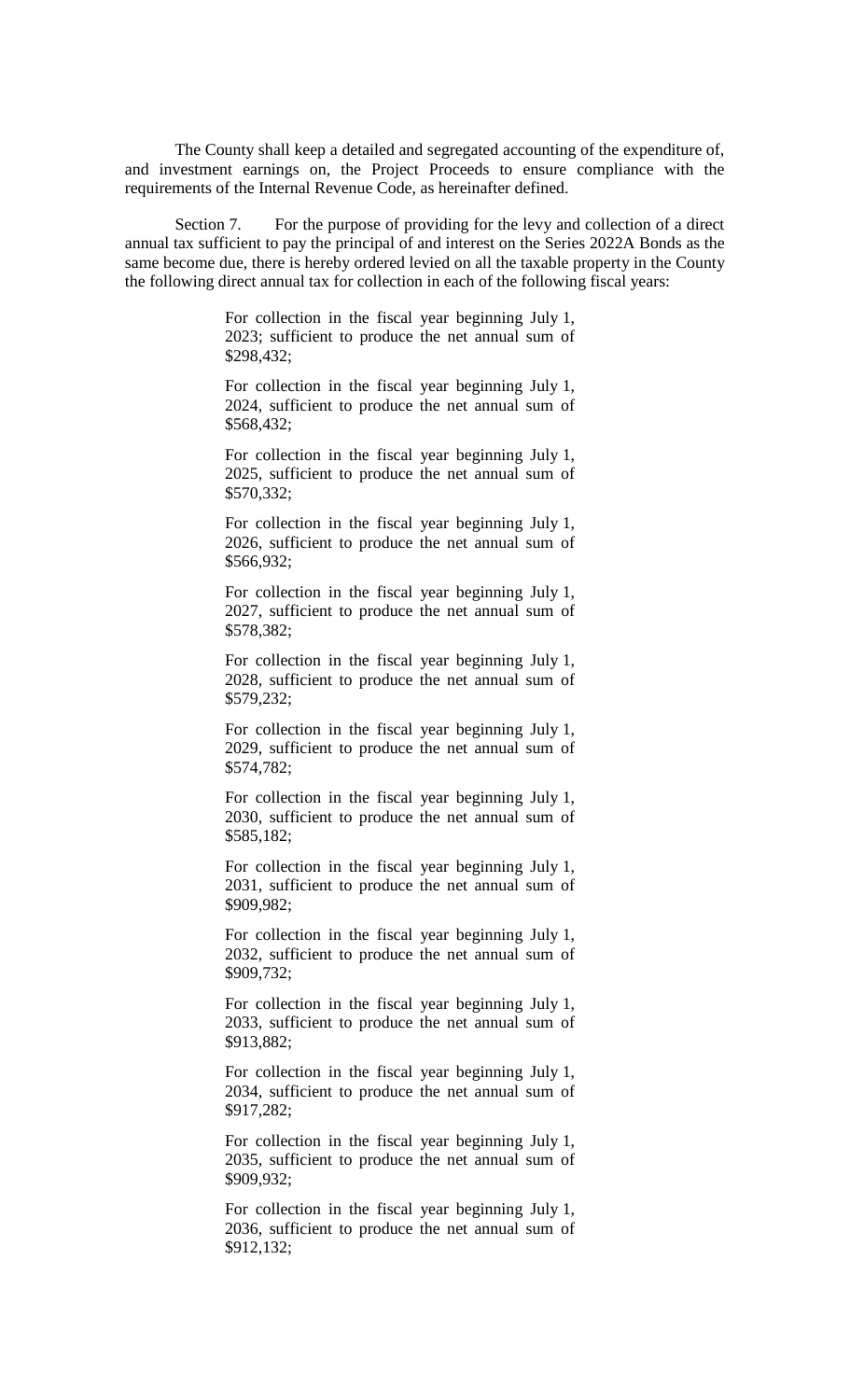The County shall keep a detailed and segregated accounting of the expenditure of, and investment earnings on, the Project Proceeds to ensure compliance with the requirements of the Internal Revenue Code, as hereinafter defined.

Section 7. For the purpose of providing for the levy and collection of a direct annual tax sufficient to pay the principal of and interest on the Series 2022A Bonds as the same become due, there is hereby ordered levied on all the taxable property in the County the following direct annual tax for collection in each of the following fiscal years:

> For collection in the fiscal year beginning July 1, 2023; sufficient to produce the net annual sum of \$298,432;
>
> For collection in the fiscal year beginning July 1, 2024, sufficient to produce the net annual sum of \$568,432;
>
> For collection in the fiscal year beginning July 1, 2025, sufficient to produce the net annual sum of \$570,332;
>
> For collection in the fiscal year beginning July 1, 2026, sufficient to produce the net annual sum of \$566,932;
>
> For collection in the fiscal year beginning July 1, 2027, sufficient to produce the net annual sum of \$578,382;
>
> For collection in the fiscal year beginning July 1, 2028, sufficient to produce the net annual sum of \$579,232;
>
> For collection in the fiscal year beginning July 1, 2029, sufficient to produce the net annual sum of \$574,782;
>
> For collection in the fiscal year beginning July 1, 2030, sufficient to produce the net annual sum of \$585,182;
>
> For collection in the fiscal year beginning July 1, 2031, sufficient to produce the net annual sum of \$909,982;
>
> For collection in the fiscal year beginning July 1, 2032, sufficient to produce the net annual sum of \$909,732;
>
> For collection in the fiscal year beginning July 1, 2033, sufficient to produce the net annual sum of \$913,882;
>
> For collection in the fiscal year beginning July 1, 2034, sufficient to produce the net annual sum of \$917,282;
>
> For collection in the fiscal year beginning July 1, 2035, sufficient to produce the net annual sum of \$909,932;
>
> For collection in the fiscal year beginning July 1, 2036, sufficient to produce the net annual sum of \$912,132;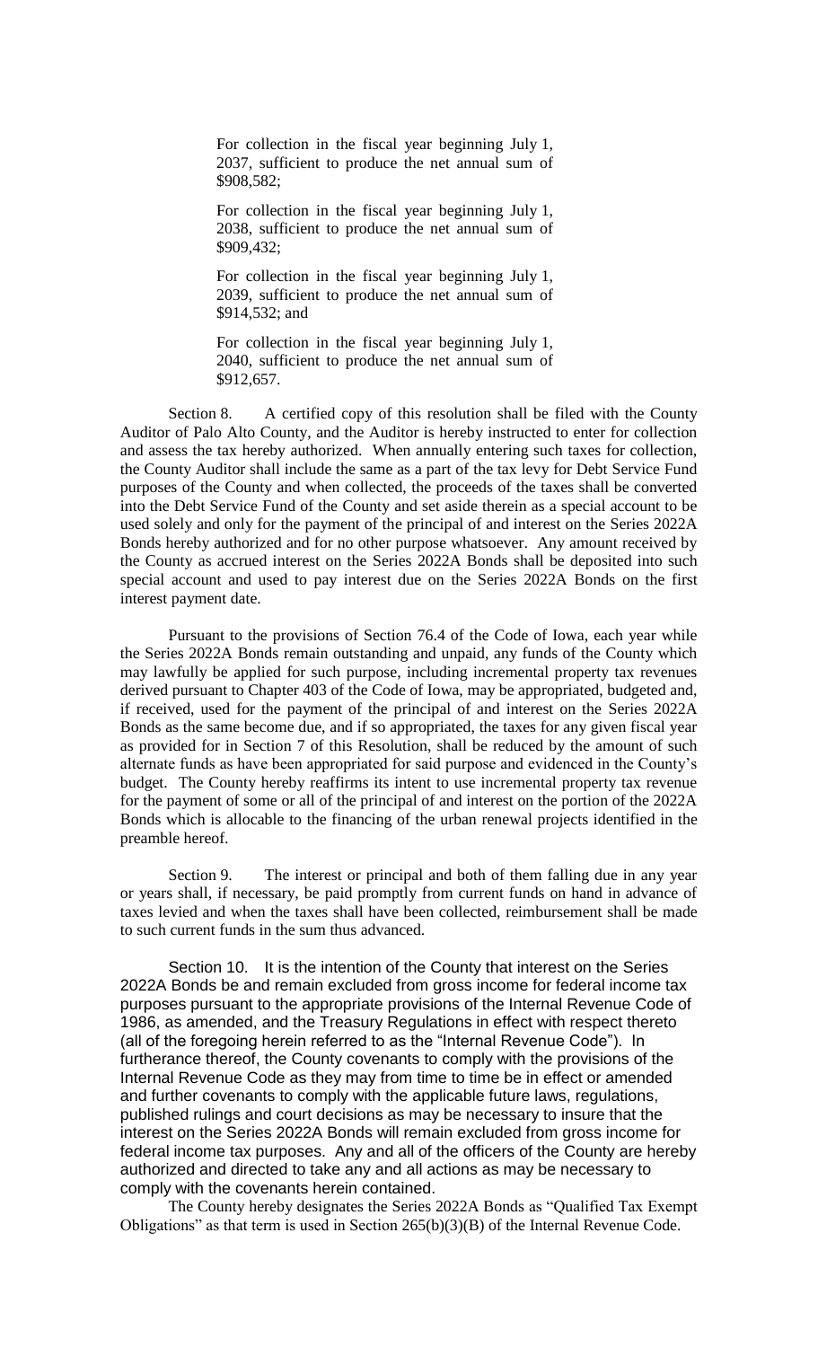For collection in the fiscal year beginning July 1, 2037, sufficient to produce the net annual sum of $908,582;

For collection in the fiscal year beginning July 1, 2038, sufficient to produce the net annual sum of $909,432;

For collection in the fiscal year beginning July 1, 2039, sufficient to produce the net annual sum of $914,532; and

For collection in the fiscal year beginning July 1, 2040, sufficient to produce the net annual sum of $912,657.

Section 8. A certified copy of this resolution shall be filed with the County Auditor of Palo Alto County, and the Auditor is hereby instructed to enter for collection and assess the tax hereby authorized. When annually entering such taxes for collection, the County Auditor shall include the same as a part of the tax levy for Debt Service Fund purposes of the County and when collected, the proceeds of the taxes shall be converted into the Debt Service Fund of the County and set aside therein as a special account to be used solely and only for the payment of the principal of and interest on the Series 2022A Bonds hereby authorized and for no other purpose whatsoever. Any amount received by the County as accrued interest on the Series 2022A Bonds shall be deposited into such special account and used to pay interest due on the Series 2022A Bonds on the first interest payment date.

Pursuant to the provisions of Section 76.4 of the Code of Iowa, each year while the Series 2022A Bonds remain outstanding and unpaid, any funds of the County which may lawfully be applied for such purpose, including incremental property tax revenues derived pursuant to Chapter 403 of the Code of Iowa, may be appropriated, budgeted and, if received, used for the payment of the principal of and interest on the Series 2022A Bonds as the same become due, and if so appropriated, the taxes for any given fiscal year as provided for in Section 7 of this Resolution, shall be reduced by the amount of such alternate funds as have been appropriated for said purpose and evidenced in the County's budget. The County hereby reaffirms its intent to use incremental property tax revenue for the payment of some or all of the principal of and interest on the portion of the 2022A Bonds which is allocable to the financing of the urban renewal projects identified in the preamble hereof.

Section 9. The interest or principal and both of them falling due in any year or years shall, if necessary, be paid promptly from current funds on hand in advance of taxes levied and when the taxes shall have been collected, reimbursement shall be made to such current funds in the sum thus advanced.

Section 10. It is the intention of the County that interest on the Series 2022A Bonds be and remain excluded from gross income for federal income tax purposes pursuant to the appropriate provisions of the Internal Revenue Code of 1986, as amended, and the Treasury Regulations in effect with respect thereto (all of the foregoing herein referred to as the "Internal Revenue Code"). In furtherance thereof, the County covenants to comply with the provisions of the Internal Revenue Code as they may from time to time be in effect or amended and further covenants to comply with the applicable future laws, regulations, published rulings and court decisions as may be necessary to insure that the interest on the Series 2022A Bonds will remain excluded from gross income for federal income tax purposes. Any and all of the officers of the County are hereby authorized and directed to take any and all actions as may be necessary to comply with the covenants herein contained.

The County hereby designates the Series 2022A Bonds as "Qualified Tax Exempt Obligations" as that term is used in Section 265(b)(3)(B) of the Internal Revenue Code.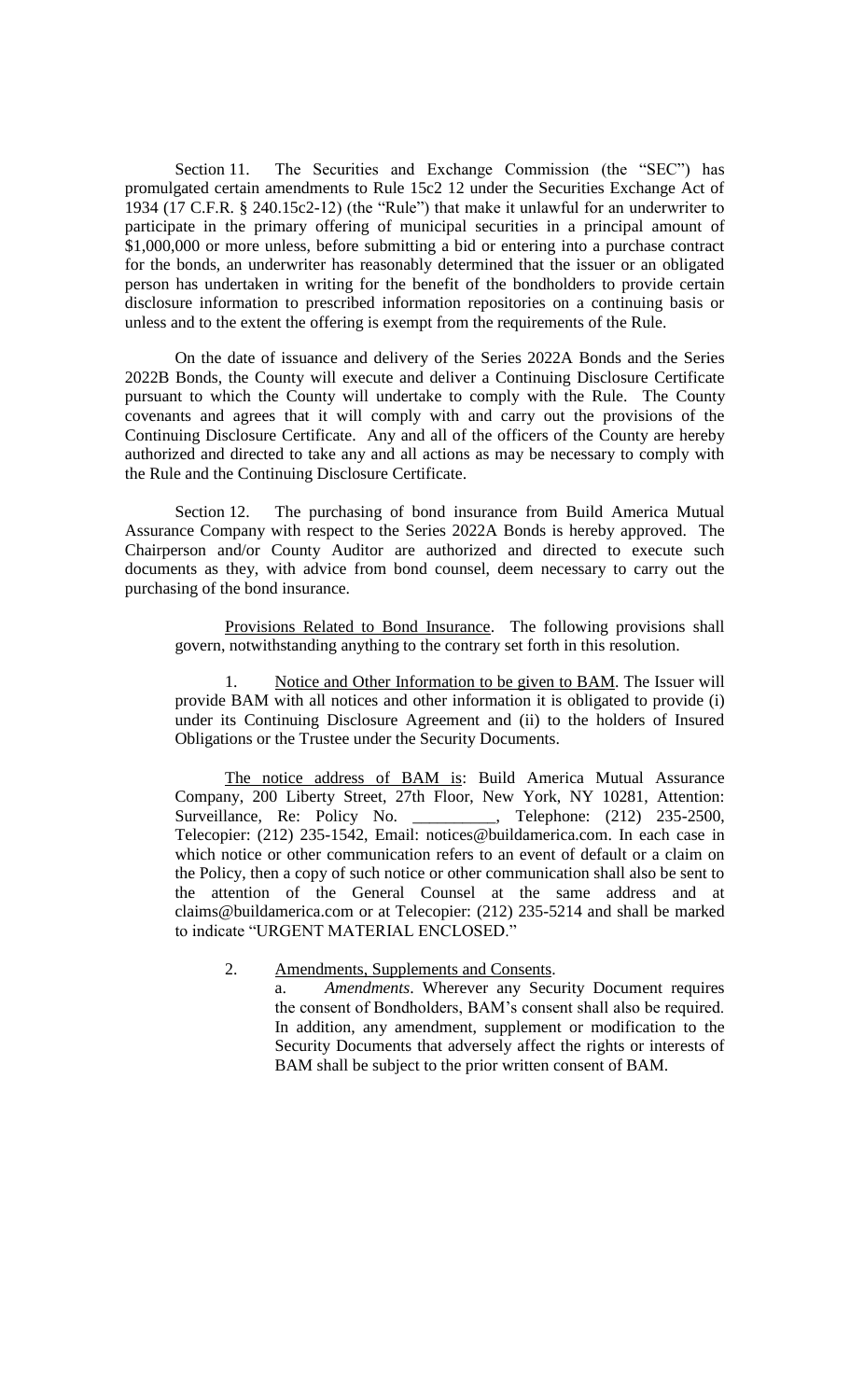Section 11. The Securities and Exchange Commission (the "SEC") has promulgated certain amendments to Rule 15c2 12 under the Securities Exchange Act of 1934 (17 C.F.R. § 240.15c2-12) (the "Rule") that make it unlawful for an underwriter to participate in the primary offering of municipal securities in a principal amount of $1,000,000 or more unless, before submitting a bid or entering into a purchase contract for the bonds, an underwriter has reasonably determined that the issuer or an obligated person has undertaken in writing for the benefit of the bondholders to provide certain disclosure information to prescribed information repositories on a continuing basis or unless and to the extent the offering is exempt from the requirements of the Rule.

On the date of issuance and delivery of the Series 2022A Bonds and the Series 2022B Bonds, the County will execute and deliver a Continuing Disclosure Certificate pursuant to which the County will undertake to comply with the Rule. The County covenants and agrees that it will comply with and carry out the provisions of the Continuing Disclosure Certificate. Any and all of the officers of the County are hereby authorized and directed to take any and all actions as may be necessary to comply with the Rule and the Continuing Disclosure Certificate.

Section 12. The purchasing of bond insurance from Build America Mutual Assurance Company with respect to the Series 2022A Bonds is hereby approved. The Chairperson and/or County Auditor are authorized and directed to execute such documents as they, with advice from bond counsel, deem necessary to carry out the purchasing of the bond insurance.

Provisions Related to Bond Insurance. The following provisions shall govern, notwithstanding anything to the contrary set forth in this resolution.

1. Notice and Other Information to be given to BAM. The Issuer will provide BAM with all notices and other information it is obligated to provide (i) under its Continuing Disclosure Agreement and (ii) to the holders of Insured Obligations or the Trustee under the Security Documents.

The notice address of BAM is: Build America Mutual Assurance Company, 200 Liberty Street, 27th Floor, New York, NY 10281, Attention: Surveillance, Re: Policy No. __________, Telephone: (212) 235-2500, Telecopier: (212) 235-1542, Email: notices@buildamerica.com. In each case in which notice or other communication refers to an event of default or a claim on the Policy, then a copy of such notice or other communication shall also be sent to the attention of the General Counsel at the same address and at claims@buildamerica.com or at Telecopier: (212) 235-5214 and shall be marked to indicate "URGENT MATERIAL ENCLOSED."

2. Amendments, Supplements and Consents.

   a. *Amendments*. Wherever any Security Document requires the consent of Bondholders, BAM's consent shall also be required. In addition, any amendment, supplement or modification to the Security Documents that adversely affect the rights or interests of BAM shall be subject to the prior written consent of BAM.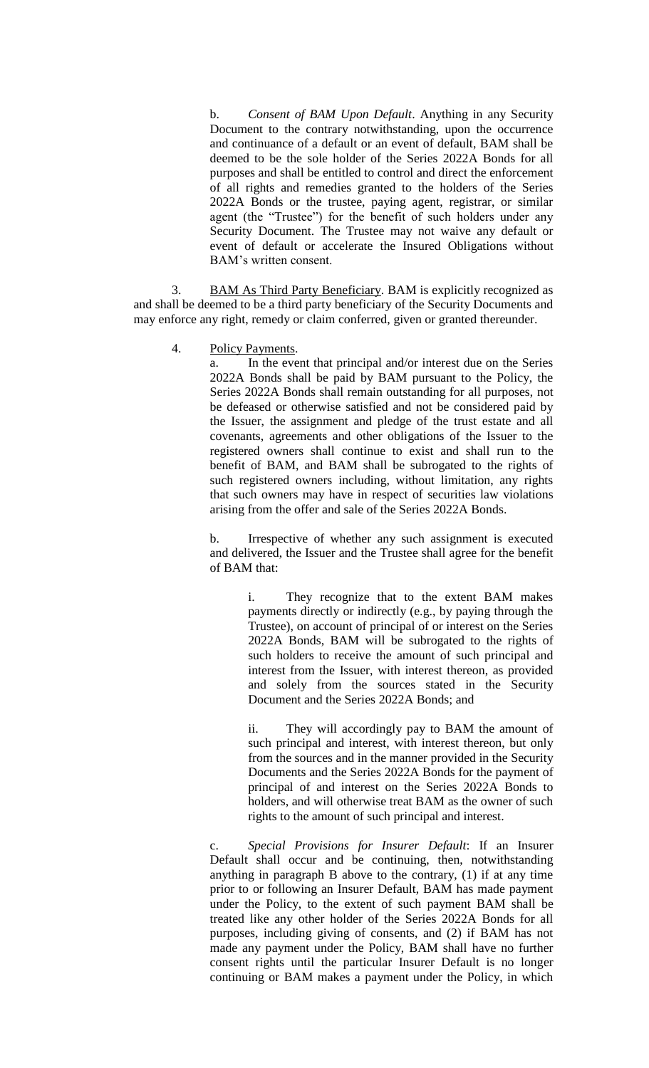b. *Consent of BAM Upon Default*. Anything in any Security Document to the contrary notwithstanding, upon the occurrence and continuance of a default or an event of default, BAM shall be deemed to be the sole holder of the Series 2022A Bonds for all purposes and shall be entitled to control and direct the enforcement of all rights and remedies granted to the holders of the Series 2022A Bonds or the trustee, paying agent, registrar, or similar agent (the "Trustee") for the benefit of such holders under any Security Document. The Trustee may not waive any default or event of default or accelerate the Insured Obligations without BAM's written consent.

3. BAM As Third Party Beneficiary. BAM is explicitly recognized as and shall be deemed to be a third party beneficiary of the Security Documents and may enforce any right, remedy or claim conferred, given or granted thereunder.

4. Policy Payments.

a. In the event that principal and/or interest due on the Series 2022A Bonds shall be paid by BAM pursuant to the Policy, the Series 2022A Bonds shall remain outstanding for all purposes, not be defeased or otherwise satisfied and not be considered paid by the Issuer, the assignment and pledge of the trust estate and all covenants, agreements and other obligations of the Issuer to the registered owners shall continue to exist and shall run to the benefit of BAM, and BAM shall be subrogated to the rights of such registered owners including, without limitation, any rights that such owners may have in respect of securities law violations arising from the offer and sale of the Series 2022A Bonds.

b. Irrespective of whether any such assignment is executed and delivered, the Issuer and the Trustee shall agree for the benefit of BAM that:

i. They recognize that to the extent BAM makes payments directly or indirectly (e.g., by paying through the Trustee), on account of principal of or interest on the Series 2022A Bonds, BAM will be subrogated to the rights of such holders to receive the amount of such principal and interest from the Issuer, with interest thereon, as provided and solely from the sources stated in the Security Document and the Series 2022A Bonds; and

ii. They will accordingly pay to BAM the amount of such principal and interest, with interest thereon, but only from the sources and in the manner provided in the Security Documents and the Series 2022A Bonds for the payment of principal of and interest on the Series 2022A Bonds to holders, and will otherwise treat BAM as the owner of such rights to the amount of such principal and interest.

c. *Special Provisions for Insurer Default*: If an Insurer Default shall occur and be continuing, then, notwithstanding anything in paragraph B above to the contrary, (1) if at any time prior to or following an Insurer Default, BAM has made payment under the Policy, to the extent of such payment BAM shall be treated like any other holder of the Series 2022A Bonds for all purposes, including giving of consents, and (2) if BAM has not made any payment under the Policy, BAM shall have no further consent rights until the particular Insurer Default is no longer continuing or BAM makes a payment under the Policy, in which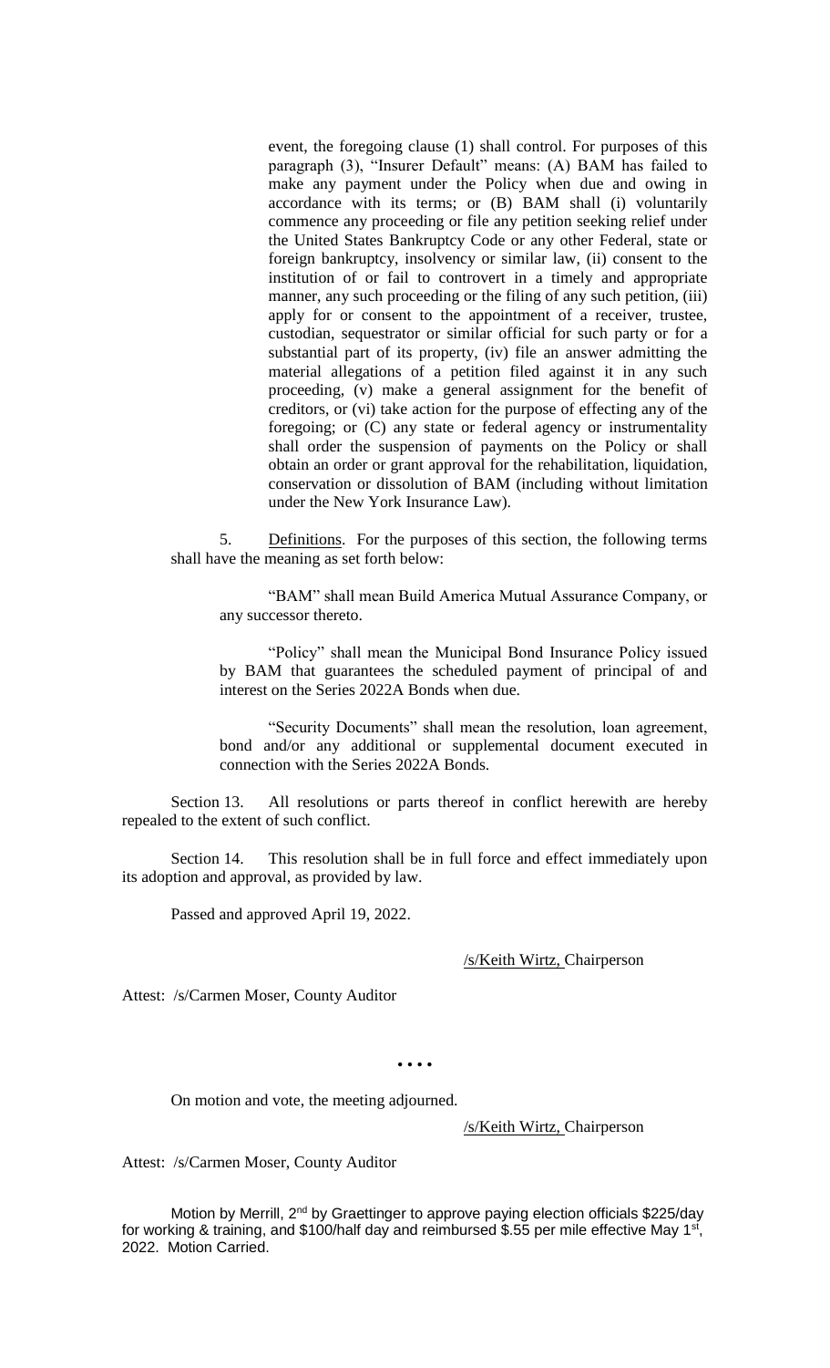event, the foregoing clause (1) shall control. For purposes of this paragraph (3), "Insurer Default" means: (A) BAM has failed to make any payment under the Policy when due and owing in accordance with its terms; or (B) BAM shall (i) voluntarily commence any proceeding or file any petition seeking relief under the United States Bankruptcy Code or any other Federal, state or foreign bankruptcy, insolvency or similar law, (ii) consent to the institution of or fail to controvert in a timely and appropriate manner, any such proceeding or the filing of any such petition, (iii) apply for or consent to the appointment of a receiver, trustee, custodian, sequestrator or similar official for such party or for a substantial part of its property, (iv) file an answer admitting the material allegations of a petition filed against it in any such proceeding, (v) make a general assignment for the benefit of creditors, or (vi) take action for the purpose of effecting any of the foregoing; or (C) any state or federal agency or instrumentality shall order the suspension of payments on the Policy or shall obtain an order or grant approval for the rehabilitation, liquidation, conservation or dissolution of BAM (including without limitation under the New York Insurance Law).

5. Definitions. For the purposes of this section, the following terms shall have the meaning as set forth below:

"BAM" shall mean Build America Mutual Assurance Company, or any successor thereto.

"Policy" shall mean the Municipal Bond Insurance Policy issued by BAM that guarantees the scheduled payment of principal of and interest on the Series 2022A Bonds when due.

"Security Documents" shall mean the resolution, loan agreement, bond and/or any additional or supplemental document executed in connection with the Series 2022A Bonds.

Section 13. All resolutions or parts thereof in conflict herewith are hereby repealed to the extent of such conflict.

Section 14. This resolution shall be in full force and effect immediately upon its adoption and approval, as provided by law.

Passed and approved April 19, 2022.

/s/Keith Wirtz, Chairperson

Attest: /s/Carmen Moser, County Auditor

• • • •

On motion and vote, the meeting adjourned.

/s/Keith Wirtz, Chairperson

Attest: /s/Carmen Moser, County Auditor

Motion by Merrill, 2nd by Graettinger to approve paying election officials $225/day for working & training, and $100/half day and reimbursed $.55 per mile effective May 1st, 2022. Motion Carried.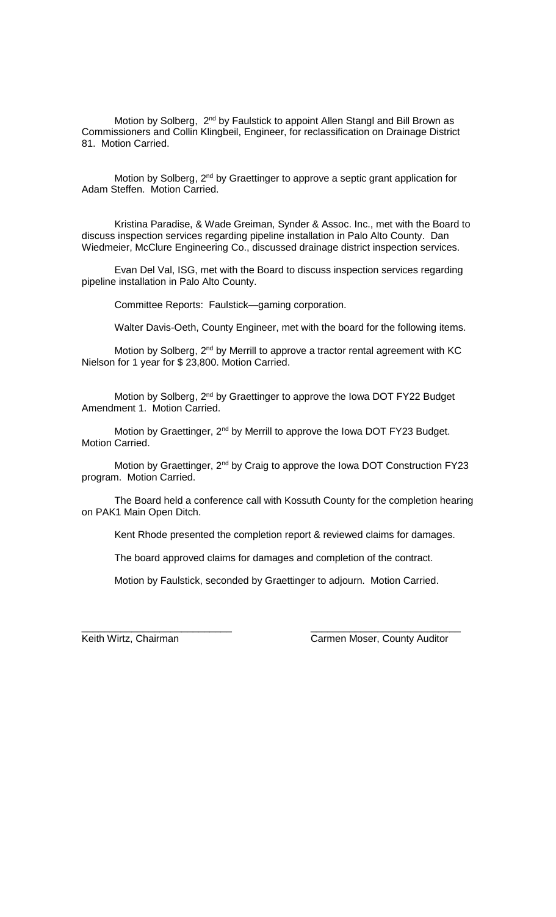Motion by Solberg, 2nd by Faulstick to appoint Allen Stangl and Bill Brown as Commissioners and Collin Klingbeil, Engineer, for reclassification on Drainage District 81. Motion Carried.

Motion by Solberg, 2nd by Graettinger to approve a septic grant application for Adam Steffen. Motion Carried.

Kristina Paradise, & Wade Greiman, Synder & Assoc. Inc., met with the Board to discuss inspection services regarding pipeline installation in Palo Alto County. Dan Wiedmeier, McClure Engineering Co., discussed drainage district inspection services.

Evan Del Val, ISG, met with the Board to discuss inspection services regarding pipeline installation in Palo Alto County.

Committee Reports: Faulstick—gaming corporation.

Walter Davis-Oeth, County Engineer, met with the board for the following items.

Motion by Solberg, 2nd by Merrill to approve a tractor rental agreement with KC Nielson for 1 year for $ 23,800. Motion Carried.

Motion by Solberg, 2nd by Graettinger to approve the Iowa DOT FY22 Budget Amendment 1. Motion Carried.

Motion by Graettinger, 2nd by Merrill to approve the Iowa DOT FY23 Budget. Motion Carried.

Motion by Graettinger, 2nd by Craig to approve the Iowa DOT Construction FY23 program. Motion Carried.

The Board held a conference call with Kossuth County for the completion hearing on PAK1 Main Open Ditch.

Kent Rhode presented the completion report & reviewed claims for damages.

The board approved claims for damages and completion of the contract.

Motion by Faulstick, seconded by Graettinger to adjourn. Motion Carried.

___________________________ ___________________________

Keith Wirtz, Chairman Carmen Moser, County Auditor